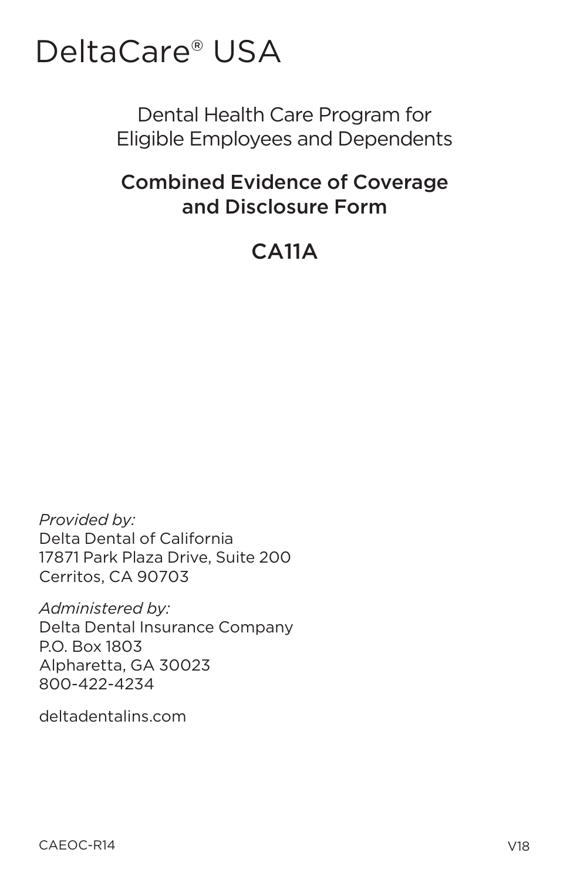# DeltaCare® USA

Dental Health Care Program for Eligible Employees and Dependents

## Combined Evidence of Coverage and Disclosure Form

## CA11A

*Provided by:*
Delta Dental of California
17871 Park Plaza Drive, Suite 200
Cerritos, CA 90703

*Administered by:*
Delta Dental Insurance Company
P.O. Box 1803
Alpharetta, GA 30023
800-422-4234

deltadentalins.com

CAEOC-R14 V18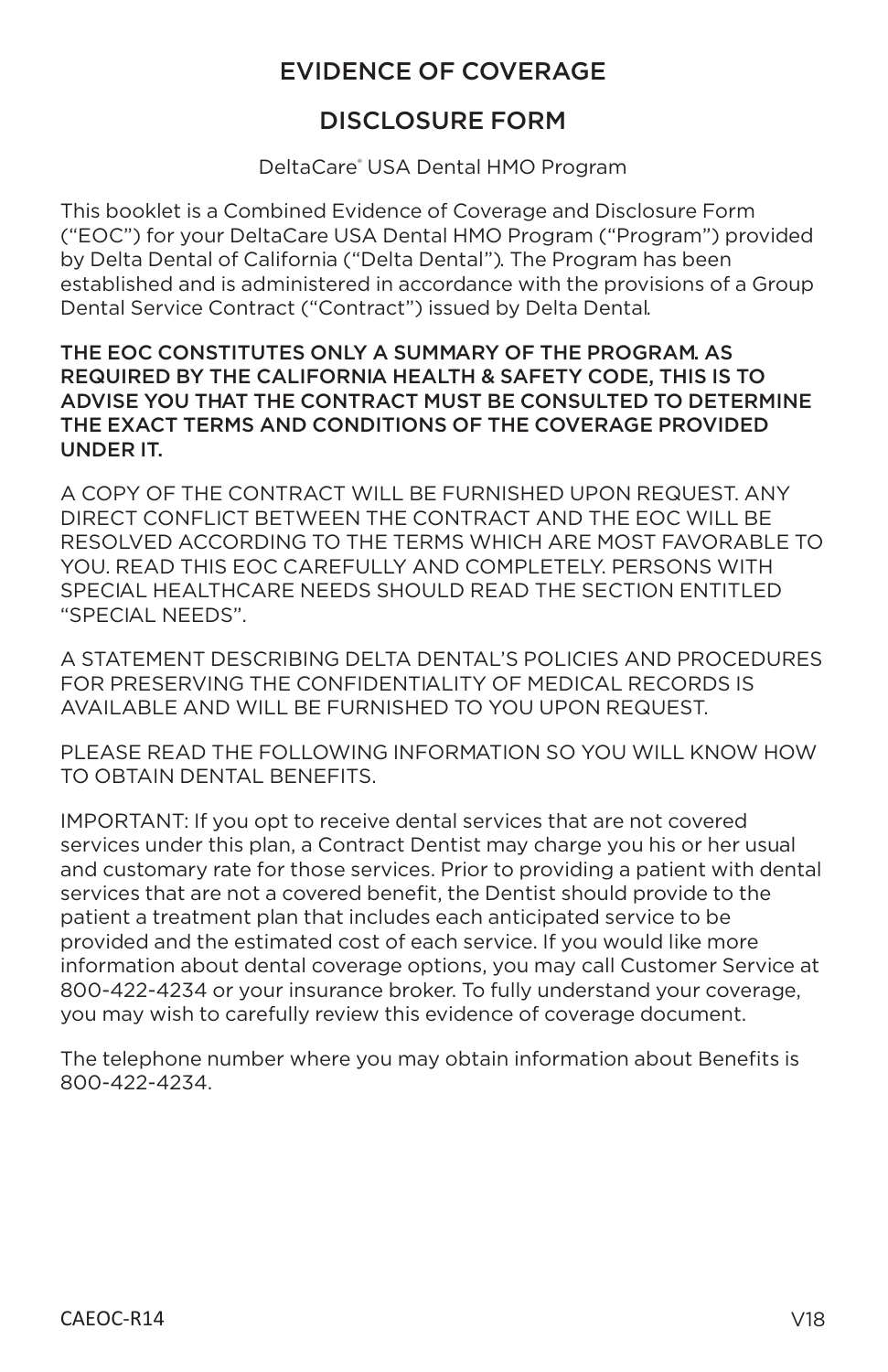# EVIDENCE OF COVERAGE

# DISCLOSURE FORM

DeltaCare® USA Dental HMO Program

This booklet is a Combined Evidence of Coverage and Disclosure Form ("EOC") for your DeltaCare USA Dental HMO Program ("Program") provided by Delta Dental of California ("Delta Dental"). The Program has been established and is administered in accordance with the provisions of a Group Dental Service Contract ("Contract") issued by Delta Dental.

THE EOC CONSTITUTES ONLY A SUMMARY OF THE PROGRAM. AS REQUIRED BY THE CALIFORNIA HEALTH & SAFETY CODE, THIS IS TO ADVISE YOU THAT THE CONTRACT MUST BE CONSULTED TO DETERMINE THE EXACT TERMS AND CONDITIONS OF THE COVERAGE PROVIDED UNDER IT.

A COPY OF THE CONTRACT WILL BE FURNISHED UPON REQUEST. ANY DIRECT CONFLICT BETWEEN THE CONTRACT AND THE EOC WILL BE RESOLVED ACCORDING TO THE TERMS WHICH ARE MOST FAVORABLE TO YOU. READ THIS EOC CAREFULLY AND COMPLETELY. PERSONS WITH SPECIAL HEALTHCARE NEEDS SHOULD READ THE SECTION ENTITLED "SPECIAL NEEDS".

A STATEMENT DESCRIBING DELTA DENTAL'S POLICIES AND PROCEDURES FOR PRESERVING THE CONFIDENTIALITY OF MEDICAL RECORDS IS AVAILABLE AND WILL BE FURNISHED TO YOU UPON REQUEST.

PLEASE READ THE FOLLOWING INFORMATION SO YOU WILL KNOW HOW TO OBTAIN DENTAL BENEFITS.

IMPORTANT: If you opt to receive dental services that are not covered services under this plan, a Contract Dentist may charge you his or her usual and customary rate for those services. Prior to providing a patient with dental services that are not a covered benefit, the Dentist should provide to the patient a treatment plan that includes each anticipated service to be provided and the estimated cost of each service. If you would like more information about dental coverage options, you may call Customer Service at 800-422-4234 or your insurance broker. To fully understand your coverage, you may wish to carefully review this evidence of coverage document.

The telephone number where you may obtain information about Benefits is 800-422-4234.

CAEOC-R14 V18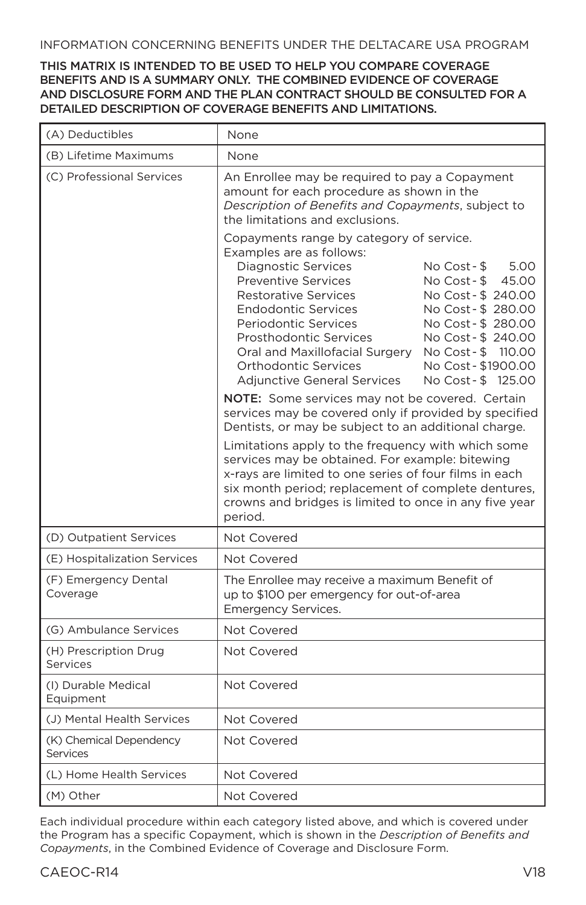INFORMATION CONCERNING BENEFITS UNDER THE DELTACARE USA PROGRAM

**THIS MATRIX IS INTENDED TO BE USED TO HELP YOU COMPARE COVERAGE BENEFITS AND IS A SUMMARY ONLY. THE COMBINED EVIDENCE OF COVERAGE AND DISCLOSURE FORM AND THE PLAN CONTRACT SHOULD BE CONSULTED FOR A DETAILED DESCRIPTION OF COVERAGE BENEFITS AND LIMITATIONS.**

| | |
|---|---|
| (A) Deductibles | None |
| (B) Lifetime Maximums | None |
| (C) Professional Services | An Enrollee may be required to pay a Copayment amount for each procedure as shown in the *Description of Benefits and Copayments*, subject to the limitations and exclusions.<br><br>Copayments range by category of service. Examples are as follows:<br>Diagnostic Services: No Cost - $ 5.00<br>Preventive Services: No Cost - $ 45.00<br>Restorative Services: No Cost - $ 240.00<br>Endodontic Services: No Cost - $ 280.00<br>Periodontic Services: No Cost - $ 280.00<br>Prosthodontic Services: No Cost - $ 240.00<br>Oral and Maxillofacial Surgery: No Cost - $ 110.00<br>Orthodontic Services: No Cost - $1900.00<br>Adjunctive General Services: No Cost - $ 125.00<br><br>**NOTE:** Some services may not be covered. Certain services may be covered only if provided by specified Dentists, or may be subject to an additional charge.<br><br>Limitations apply to the frequency with which some services may be obtained. For example: bitewing x-rays are limited to one series of four films in each six month period; replacement of complete dentures, crowns and bridges is limited to once in any five year period. |
| (D) Outpatient Services | Not Covered |
| (E) Hospitalization Services | Not Covered |
| (F) Emergency Dental Coverage | The Enrollee may receive a maximum Benefit of up to $100 per emergency for out-of-area Emergency Services. |
| (G) Ambulance Services | Not Covered |
| (H) Prescription Drug Services | Not Covered |
| (I) Durable Medical Equipment | Not Covered |
| (J) Mental Health Services | Not Covered |
| (K) Chemical Dependency Services | Not Covered |
| (L) Home Health Services | Not Covered |
| (M) Other | Not Covered |

Each individual procedure within each category listed above, and which is covered under the Program has a specific Copayment, which is shown in the *Description of Benefits and Copayments*, in the Combined Evidence of Coverage and Disclosure Form.

CAEOC-R14 V18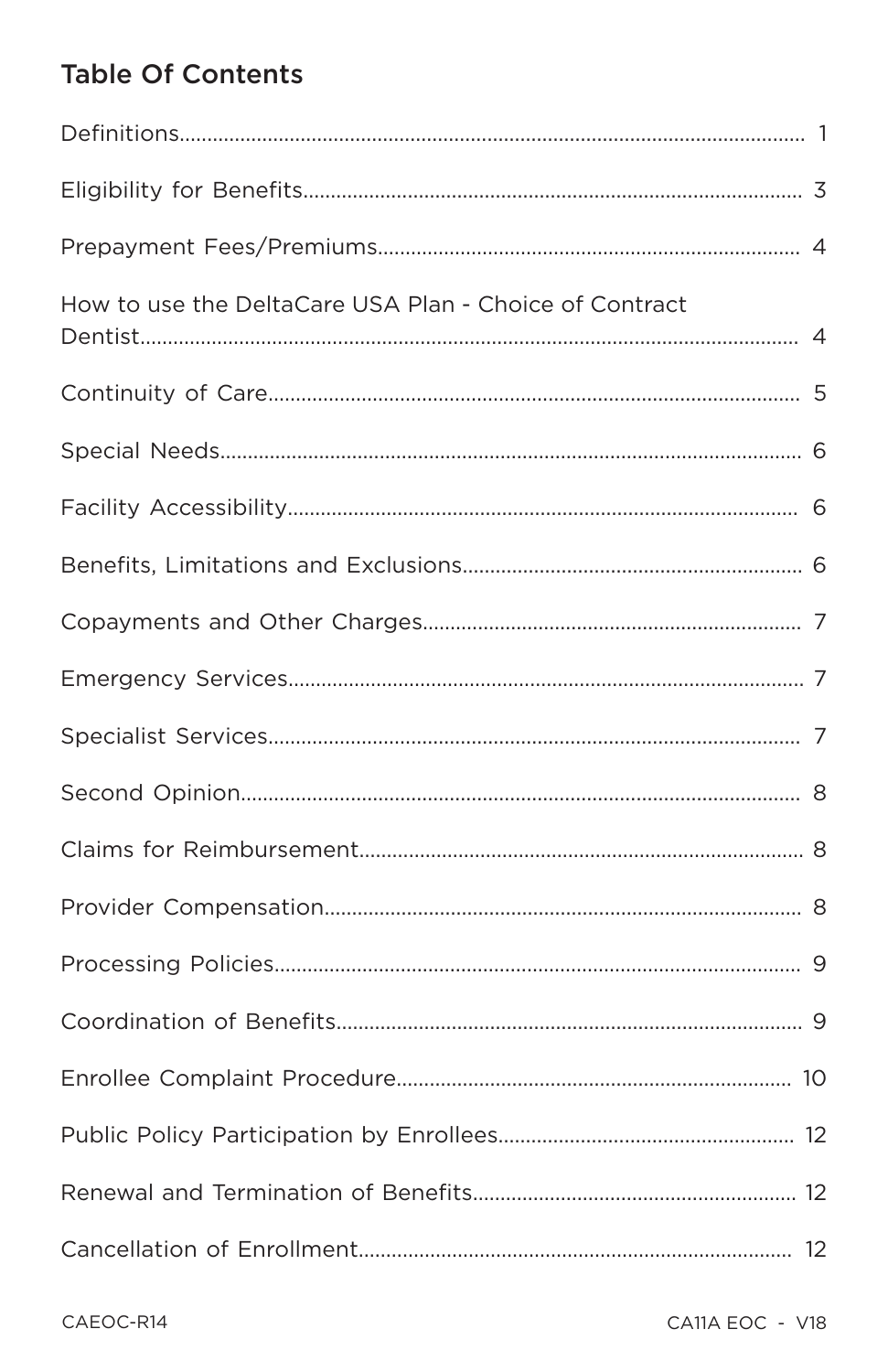## Table Of Contents

| | |
|---|---|
| Definitions | 1 |
| Eligibility for Benefits | 3 |
| Prepayment Fees/Premiums | 4 |
| How to use the DeltaCare USA Plan - Choice of Contract Dentist | 4 |
| Continuity of Care | 5 |
| Special Needs | 6 |
| Facility Accessibility | 6 |
| Benefits, Limitations and Exclusions | 6 |
| Copayments and Other Charges | 7 |
| Emergency Services | 7 |
| Specialist Services | 7 |
| Second Opinion | 8 |
| Claims for Reimbursement | 8 |
| Provider Compensation | 8 |
| Processing Policies | 9 |
| Coordination of Benefits | 9 |
| Enrollee Complaint Procedure | 10 |
| Public Policy Participation by Enrollees | 12 |
| Renewal and Termination of Benefits | 12 |
| Cancellation of Enrollment | 12 |

CAEOC-R14 CA11A EOC - V18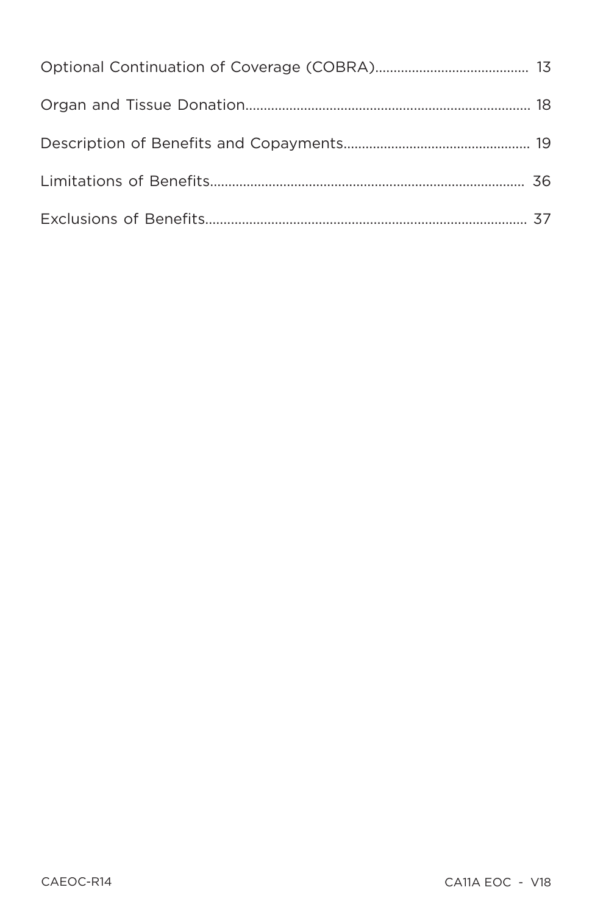Optional Continuation of Coverage (COBRA)........................................ 13

Organ and Tissue Donation........................................................................ 18

Description of Benefits and Copayments................................................ 19

Limitations of Benefits................................................................................ 36

Exclusions of Benefits.................................................................................. 37

CAEOC-R14

CA11A EOC - V18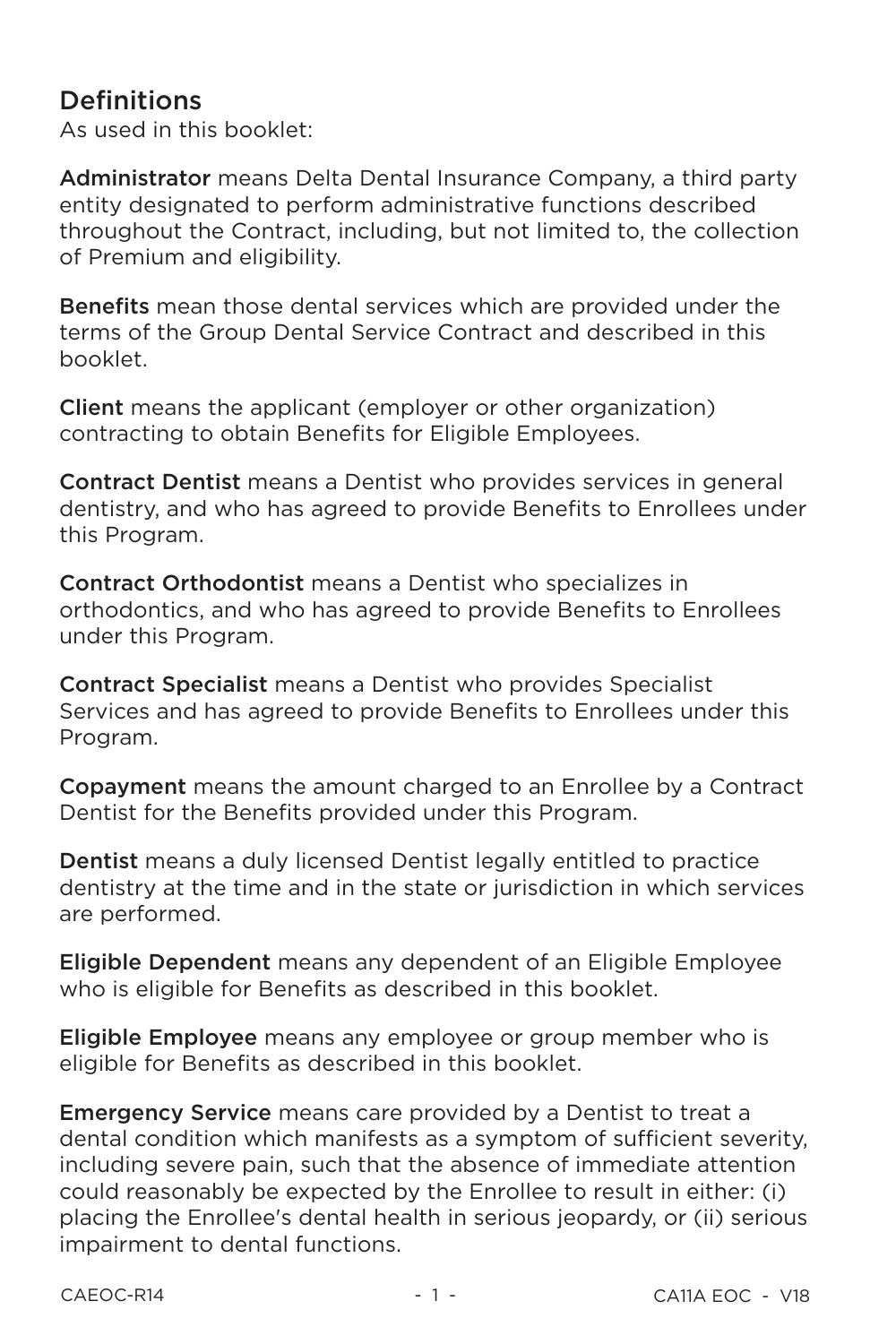## Definitions

As used in this booklet:

**Administrator** means Delta Dental Insurance Company, a third party entity designated to perform administrative functions described throughout the Contract, including, but not limited to, the collection of Premium and eligibility.

**Benefits** mean those dental services which are provided under the terms of the Group Dental Service Contract and described in this booklet.

**Client** means the applicant (employer or other organization) contracting to obtain Benefits for Eligible Employees.

**Contract Dentist** means a Dentist who provides services in general dentistry, and who has agreed to provide Benefits to Enrollees under this Program.

**Contract Orthodontist** means a Dentist who specializes in orthodontics, and who has agreed to provide Benefits to Enrollees under this Program.

**Contract Specialist** means a Dentist who provides Specialist Services and has agreed to provide Benefits to Enrollees under this Program.

**Copayment** means the amount charged to an Enrollee by a Contract Dentist for the Benefits provided under this Program.

**Dentist** means a duly licensed Dentist legally entitled to practice dentistry at the time and in the state or jurisdiction in which services are performed.

**Eligible Dependent** means any dependent of an Eligible Employee who is eligible for Benefits as described in this booklet.

**Eligible Employee** means any employee or group member who is eligible for Benefits as described in this booklet.

**Emergency Service** means care provided by a Dentist to treat a dental condition which manifests as a symptom of sufficient severity, including severe pain, such that the absence of immediate attention could reasonably be expected by the Enrollee to result in either: (i) placing the Enrollee's dental health in serious jeopardy, or (ii) serious impairment to dental functions.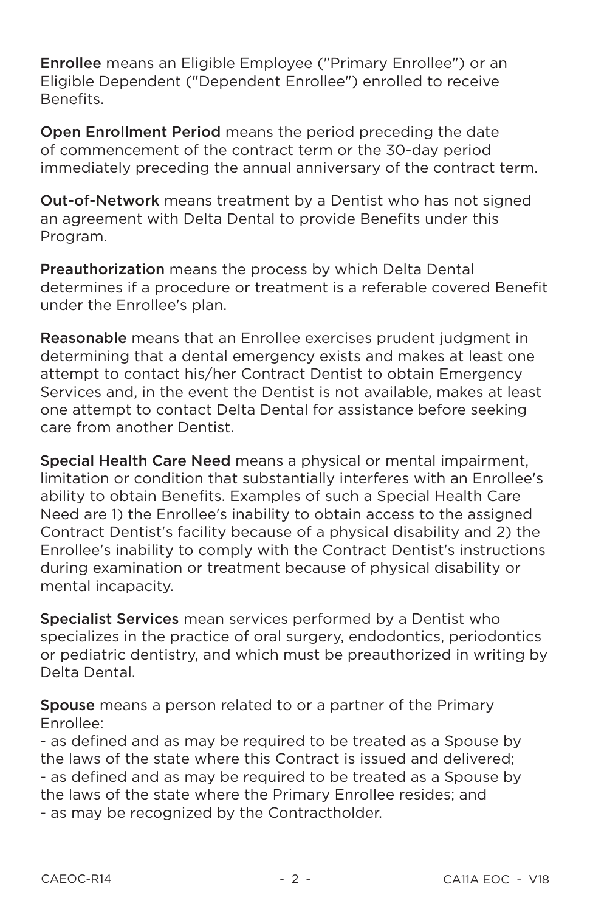**Enrollee** means an Eligible Employee ("Primary Enrollee") or an Eligible Dependent ("Dependent Enrollee") enrolled to receive Benefits.

**Open Enrollment Period** means the period preceding the date of commencement of the contract term or the 30-day period immediately preceding the annual anniversary of the contract term.

**Out-of-Network** means treatment by a Dentist who has not signed an agreement with Delta Dental to provide Benefits under this Program.

**Preauthorization** means the process by which Delta Dental determines if a procedure or treatment is a referable covered Benefit under the Enrollee's plan.

**Reasonable** means that an Enrollee exercises prudent judgment in determining that a dental emergency exists and makes at least one attempt to contact his/her Contract Dentist to obtain Emergency Services and, in the event the Dentist is not available, makes at least one attempt to contact Delta Dental for assistance before seeking care from another Dentist.

**Special Health Care Need** means a physical or mental impairment, limitation or condition that substantially interferes with an Enrollee's ability to obtain Benefits. Examples of such a Special Health Care Need are 1) the Enrollee's inability to obtain access to the assigned Contract Dentist's facility because of a physical disability and 2) the Enrollee's inability to comply with the Contract Dentist's instructions during examination or treatment because of physical disability or mental incapacity.

**Specialist Services** mean services performed by a Dentist who specializes in the practice of oral surgery, endodontics, periodontics or pediatric dentistry, and which must be preauthorized in writing by Delta Dental.

**Spouse** means a person related to or a partner of the Primary Enrollee:
- as defined and as may be required to be treated as a Spouse by the laws of the state where this Contract is issued and delivered;
- as defined and as may be required to be treated as a Spouse by the laws of the state where the Primary Enrollee resides; and
- as may be recognized by the Contractholder.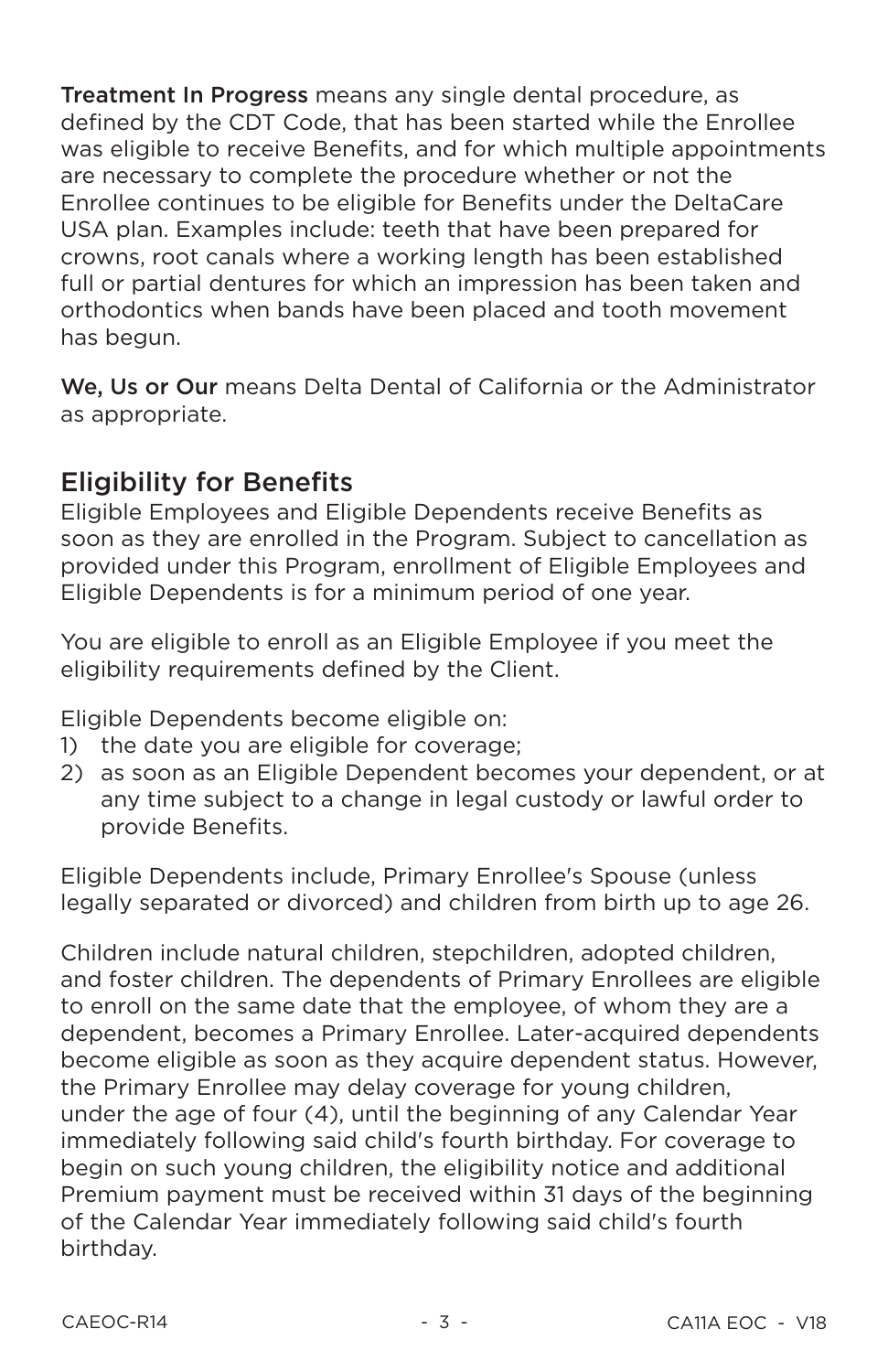**Treatment In Progress** means any single dental procedure, as defined by the CDT Code, that has been started while the Enrollee was eligible to receive Benefits, and for which multiple appointments are necessary to complete the procedure whether or not the Enrollee continues to be eligible for Benefits under the DeltaCare USA plan. Examples include: teeth that have been prepared for crowns, root canals where a working length has been established full or partial dentures for which an impression has been taken and orthodontics when bands have been placed and tooth movement has begun.

**We, Us or Our** means Delta Dental of California or the Administrator as appropriate.

## Eligibility for Benefits

Eligible Employees and Eligible Dependents receive Benefits as soon as they are enrolled in the Program. Subject to cancellation as provided under this Program, enrollment of Eligible Employees and Eligible Dependents is for a minimum period of one year.

You are eligible to enroll as an Eligible Employee if you meet the eligibility requirements defined by the Client.

Eligible Dependents become eligible on:

1) the date you are eligible for coverage;
2) as soon as an Eligible Dependent becomes your dependent, or at any time subject to a change in legal custody or lawful order to provide Benefits.

Eligible Dependents include, Primary Enrollee's Spouse (unless legally separated or divorced) and children from birth up to age 26.

Children include natural children, stepchildren, adopted children, and foster children. The dependents of Primary Enrollees are eligible to enroll on the same date that the employee, of whom they are a dependent, becomes a Primary Enrollee. Later-acquired dependents become eligible as soon as they acquire dependent status. However, the Primary Enrollee may delay coverage for young children, under the age of four (4), until the beginning of any Calendar Year immediately following said child's fourth birthday. For coverage to begin on such young children, the eligibility notice and additional Premium payment must be received within 31 days of the beginning of the Calendar Year immediately following said child's fourth birthday.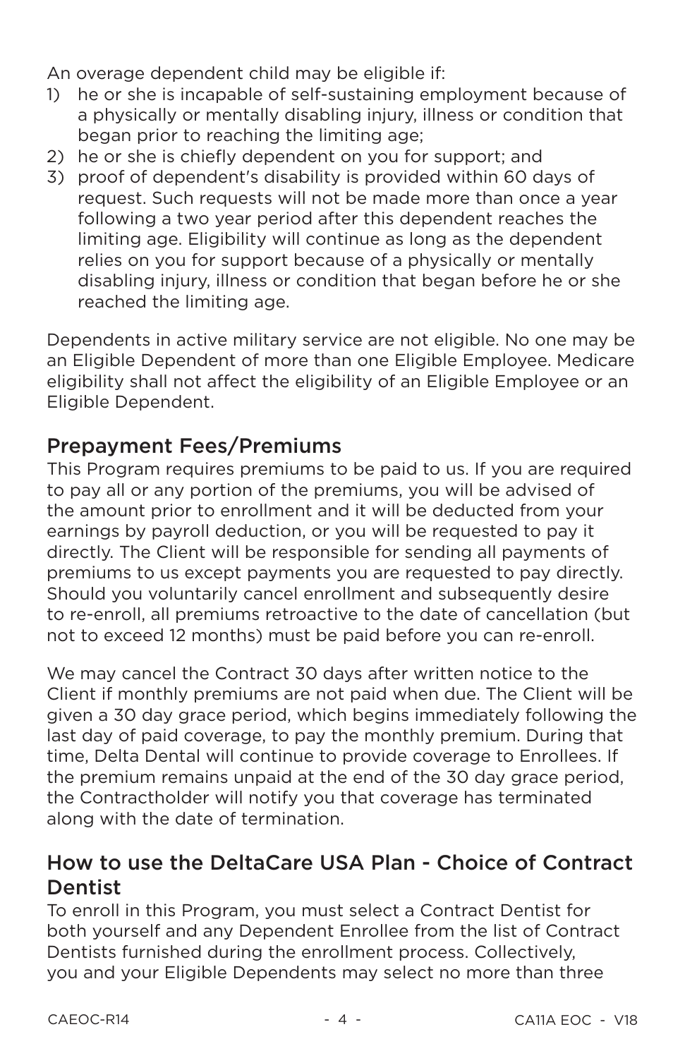An overage dependent child may be eligible if:

1) he or she is incapable of self-sustaining employment because of a physically or mentally disabling injury, illness or condition that began prior to reaching the limiting age;
2) he or she is chiefly dependent on you for support; and
3) proof of dependent's disability is provided within 60 days of request. Such requests will not be made more than once a year following a two year period after this dependent reaches the limiting age. Eligibility will continue as long as the dependent relies on you for support because of a physically or mentally disabling injury, illness or condition that began before he or she reached the limiting age.

Dependents in active military service are not eligible. No one may be an Eligible Dependent of more than one Eligible Employee. Medicare eligibility shall not affect the eligibility of an Eligible Employee or an Eligible Dependent.

## Prepayment Fees/Premiums

This Program requires premiums to be paid to us. If you are required to pay all or any portion of the premiums, you will be advised of the amount prior to enrollment and it will be deducted from your earnings by payroll deduction, or you will be requested to pay it directly. The Client will be responsible for sending all payments of premiums to us except payments you are requested to pay directly. Should you voluntarily cancel enrollment and subsequently desire to re-enroll, all premiums retroactive to the date of cancellation (but not to exceed 12 months) must be paid before you can re-enroll.

We may cancel the Contract 30 days after written notice to the Client if monthly premiums are not paid when due. The Client will be given a 30 day grace period, which begins immediately following the last day of paid coverage, to pay the monthly premium. During that time, Delta Dental will continue to provide coverage to Enrollees. If the premium remains unpaid at the end of the 30 day grace period, the Contractholder will notify you that coverage has terminated along with the date of termination.

## How to use the DeltaCare USA Plan - Choice of Contract Dentist

To enroll in this Program, you must select a Contract Dentist for both yourself and any Dependent Enrollee from the list of Contract Dentists furnished during the enrollment process. Collectively, you and your Eligible Dependents may select no more than three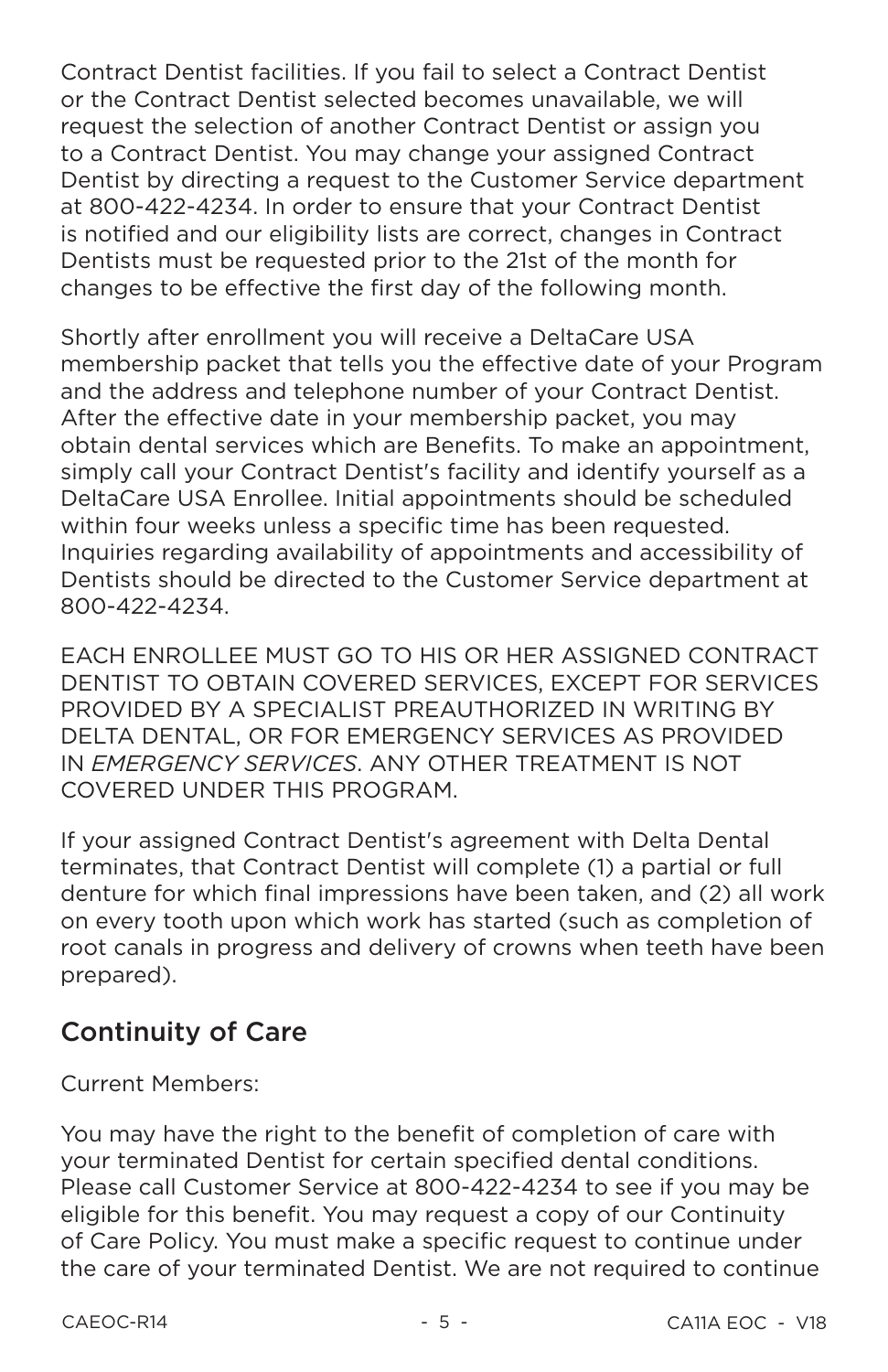Contract Dentist facilities. If you fail to select a Contract Dentist or the Contract Dentist selected becomes unavailable, we will request the selection of another Contract Dentist or assign you to a Contract Dentist. You may change your assigned Contract Dentist by directing a request to the Customer Service department at 800-422-4234. In order to ensure that your Contract Dentist is notified and our eligibility lists are correct, changes in Contract Dentists must be requested prior to the 21st of the month for changes to be effective the first day of the following month.

Shortly after enrollment you will receive a DeltaCare USA membership packet that tells you the effective date of your Program and the address and telephone number of your Contract Dentist. After the effective date in your membership packet, you may obtain dental services which are Benefits. To make an appointment, simply call your Contract Dentist's facility and identify yourself as a DeltaCare USA Enrollee. Initial appointments should be scheduled within four weeks unless a specific time has been requested. Inquiries regarding availability of appointments and accessibility of Dentists should be directed to the Customer Service department at 800-422-4234.

EACH ENROLLEE MUST GO TO HIS OR HER ASSIGNED CONTRACT DENTIST TO OBTAIN COVERED SERVICES, EXCEPT FOR SERVICES PROVIDED BY A SPECIALIST PREAUTHORIZED IN WRITING BY DELTA DENTAL, OR FOR EMERGENCY SERVICES AS PROVIDED IN *EMERGENCY SERVICES*. ANY OTHER TREATMENT IS NOT COVERED UNDER THIS PROGRAM.

If your assigned Contract Dentist's agreement with Delta Dental terminates, that Contract Dentist will complete (1) a partial or full denture for which final impressions have been taken, and (2) all work on every tooth upon which work has started (such as completion of root canals in progress and delivery of crowns when teeth have been prepared).

## Continuity of Care

Current Members:

You may have the right to the benefit of completion of care with your terminated Dentist for certain specified dental conditions. Please call Customer Service at 800-422-4234 to see if you may be eligible for this benefit. You may request a copy of our Continuity of Care Policy. You must make a specific request to continue under the care of your terminated Dentist. We are not required to continue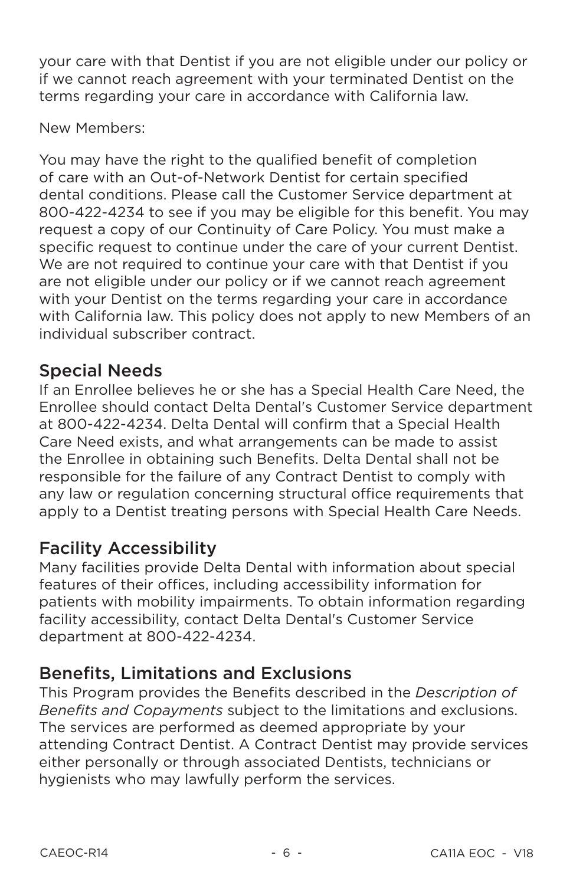your care with that Dentist if you are not eligible under our policy or if we cannot reach agreement with your terminated Dentist on the terms regarding your care in accordance with California law.

New Members:

You may have the right to the qualified benefit of completion of care with an Out-of-Network Dentist for certain specified dental conditions. Please call the Customer Service department at 800-422-4234 to see if you may be eligible for this benefit. You may request a copy of our Continuity of Care Policy. You must make a specific request to continue under the care of your current Dentist. We are not required to continue your care with that Dentist if you are not eligible under our policy or if we cannot reach agreement with your Dentist on the terms regarding your care in accordance with California law. This policy does not apply to new Members of an individual subscriber contract.

## Special Needs

If an Enrollee believes he or she has a Special Health Care Need, the Enrollee should contact Delta Dental's Customer Service department at 800-422-4234. Delta Dental will confirm that a Special Health Care Need exists, and what arrangements can be made to assist the Enrollee in obtaining such Benefits. Delta Dental shall not be responsible for the failure of any Contract Dentist to comply with any law or regulation concerning structural office requirements that apply to a Dentist treating persons with Special Health Care Needs.

## Facility Accessibility

Many facilities provide Delta Dental with information about special features of their offices, including accessibility information for patients with mobility impairments. To obtain information regarding facility accessibility, contact Delta Dental's Customer Service department at 800-422-4234.

## Benefits, Limitations and Exclusions

This Program provides the Benefits described in the *Description of Benefits and Copayments* subject to the limitations and exclusions. The services are performed as deemed appropriate by your attending Contract Dentist. A Contract Dentist may provide services either personally or through associated Dentists, technicians or hygienists who may lawfully perform the services.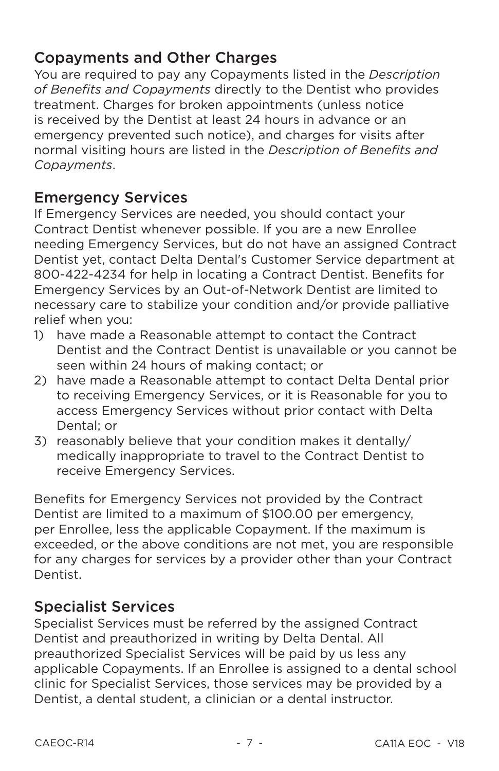## Copayments and Other Charges

You are required to pay any Copayments listed in the *Description of Benefits and Copayments* directly to the Dentist who provides treatment. Charges for broken appointments (unless notice is received by the Dentist at least 24 hours in advance or an emergency prevented such notice), and charges for visits after normal visiting hours are listed in the *Description of Benefits and Copayments*.

## Emergency Services

If Emergency Services are needed, you should contact your Contract Dentist whenever possible. If you are a new Enrollee needing Emergency Services, but do not have an assigned Contract Dentist yet, contact Delta Dental's Customer Service department at 800-422-4234 for help in locating a Contract Dentist. Benefits for Emergency Services by an Out-of-Network Dentist are limited to necessary care to stabilize your condition and/or provide palliative relief when you:

1) have made a Reasonable attempt to contact the Contract Dentist and the Contract Dentist is unavailable or you cannot be seen within 24 hours of making contact; or
2) have made a Reasonable attempt to contact Delta Dental prior to receiving Emergency Services, or it is Reasonable for you to access Emergency Services without prior contact with Delta Dental; or
3) reasonably believe that your condition makes it dentally/medically inappropriate to travel to the Contract Dentist to receive Emergency Services.

Benefits for Emergency Services not provided by the Contract Dentist are limited to a maximum of $100.00 per emergency, per Enrollee, less the applicable Copayment. If the maximum is exceeded, or the above conditions are not met, you are responsible for any charges for services by a provider other than your Contract Dentist.

## Specialist Services

Specialist Services must be referred by the assigned Contract Dentist and preauthorized in writing by Delta Dental. All preauthorized Specialist Services will be paid by us less any applicable Copayments. If an Enrollee is assigned to a dental school clinic for Specialist Services, those services may be provided by a Dentist, a dental student, a clinician or a dental instructor.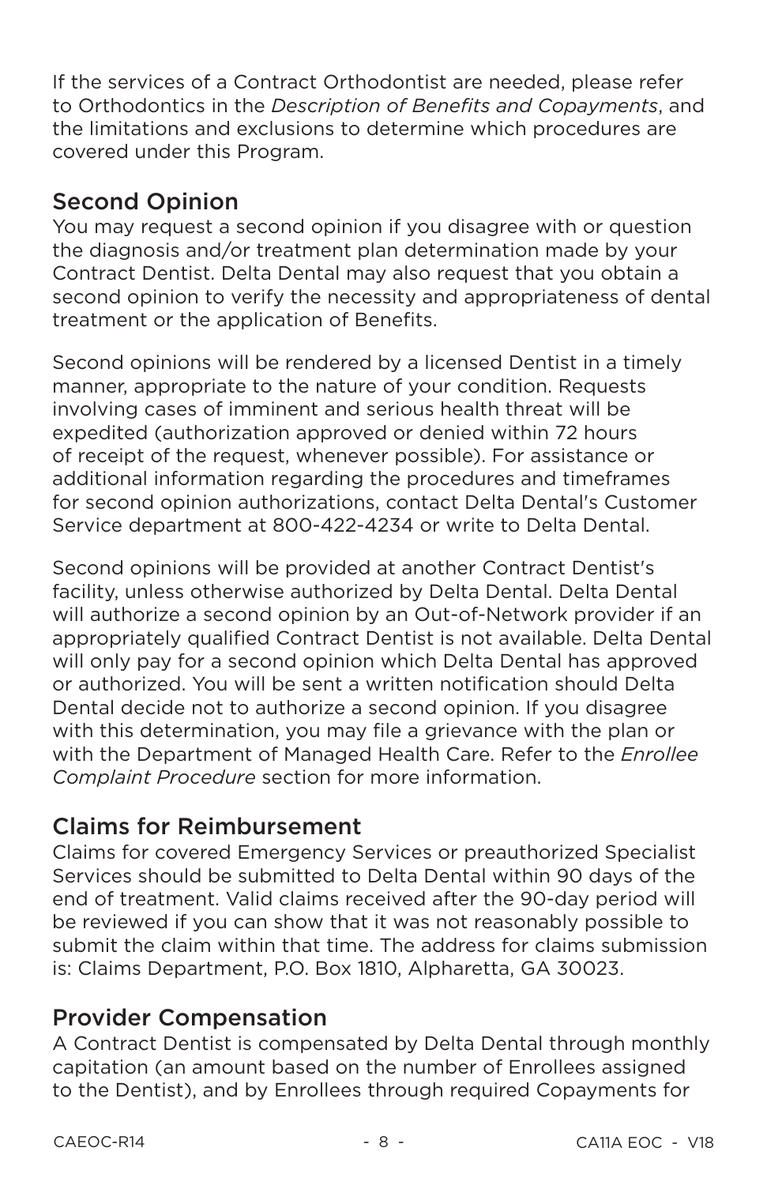If the services of a Contract Orthodontist are needed, please refer to Orthodontics in the *Description of Benefits and Copayments*, and the limitations and exclusions to determine which procedures are covered under this Program.

## Second Opinion

You may request a second opinion if you disagree with or question the diagnosis and/or treatment plan determination made by your Contract Dentist. Delta Dental may also request that you obtain a second opinion to verify the necessity and appropriateness of dental treatment or the application of Benefits.

Second opinions will be rendered by a licensed Dentist in a timely manner, appropriate to the nature of your condition. Requests involving cases of imminent and serious health threat will be expedited (authorization approved or denied within 72 hours of receipt of the request, whenever possible). For assistance or additional information regarding the procedures and timeframes for second opinion authorizations, contact Delta Dental's Customer Service department at 800-422-4234 or write to Delta Dental.

Second opinions will be provided at another Contract Dentist's facility, unless otherwise authorized by Delta Dental. Delta Dental will authorize a second opinion by an Out-of-Network provider if an appropriately qualified Contract Dentist is not available. Delta Dental will only pay for a second opinion which Delta Dental has approved or authorized. You will be sent a written notification should Delta Dental decide not to authorize a second opinion. If you disagree with this determination, you may file a grievance with the plan or with the Department of Managed Health Care. Refer to the *Enrollee Complaint Procedure* section for more information.

## Claims for Reimbursement

Claims for covered Emergency Services or preauthorized Specialist Services should be submitted to Delta Dental within 90 days of the end of treatment. Valid claims received after the 90-day period will be reviewed if you can show that it was not reasonably possible to submit the claim within that time. The address for claims submission is: Claims Department, P.O. Box 1810, Alpharetta, GA 30023.

## Provider Compensation

A Contract Dentist is compensated by Delta Dental through monthly capitation (an amount based on the number of Enrollees assigned to the Dentist), and by Enrollees through required Copayments for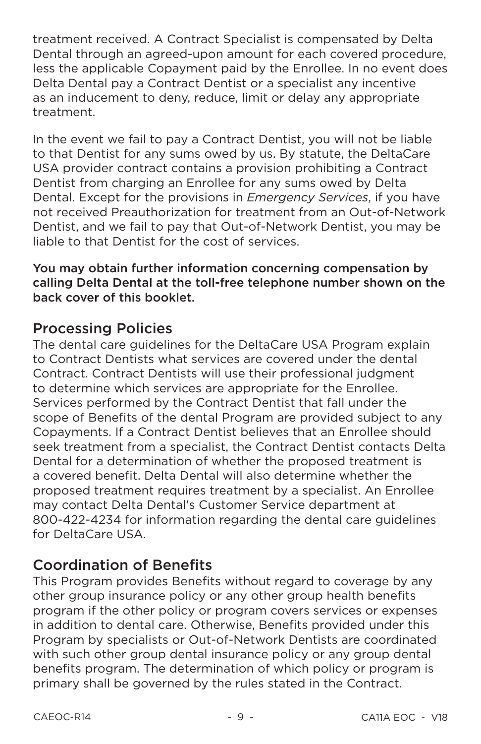treatment received. A Contract Specialist is compensated by Delta Dental through an agreed-upon amount for each covered procedure, less the applicable Copayment paid by the Enrollee. In no event does Delta Dental pay a Contract Dentist or a specialist any incentive as an inducement to deny, reduce, limit or delay any appropriate treatment.

In the event we fail to pay a Contract Dentist, you will not be liable to that Dentist for any sums owed by us. By statute, the DeltaCare USA provider contract contains a provision prohibiting a Contract Dentist from charging an Enrollee for any sums owed by Delta Dental. Except for the provisions in *Emergency Services*, if you have not received Preauthorization for treatment from an Out-of-Network Dentist, and we fail to pay that Out-of-Network Dentist, you may be liable to that Dentist for the cost of services.

**You may obtain further information concerning compensation by calling Delta Dental at the toll-free telephone number shown on the back cover of this booklet.**

## Processing Policies

The dental care guidelines for the DeltaCare USA Program explain to Contract Dentists what services are covered under the dental Contract. Contract Dentists will use their professional judgment to determine which services are appropriate for the Enrollee. Services performed by the Contract Dentist that fall under the scope of Benefits of the dental Program are provided subject to any Copayments. If a Contract Dentist believes that an Enrollee should seek treatment from a specialist, the Contract Dentist contacts Delta Dental for a determination of whether the proposed treatment is a covered benefit. Delta Dental will also determine whether the proposed treatment requires treatment by a specialist. An Enrollee may contact Delta Dental's Customer Service department at 800-422-4234 for information regarding the dental care guidelines for DeltaCare USA.

## Coordination of Benefits

This Program provides Benefits without regard to coverage by any other group insurance policy or any other group health benefits program if the other policy or program covers services or expenses in addition to dental care. Otherwise, Benefits provided under this Program by specialists or Out-of-Network Dentists are coordinated with such other group dental insurance policy or any group dental benefits program. The determination of which policy or program is primary shall be governed by the rules stated in the Contract.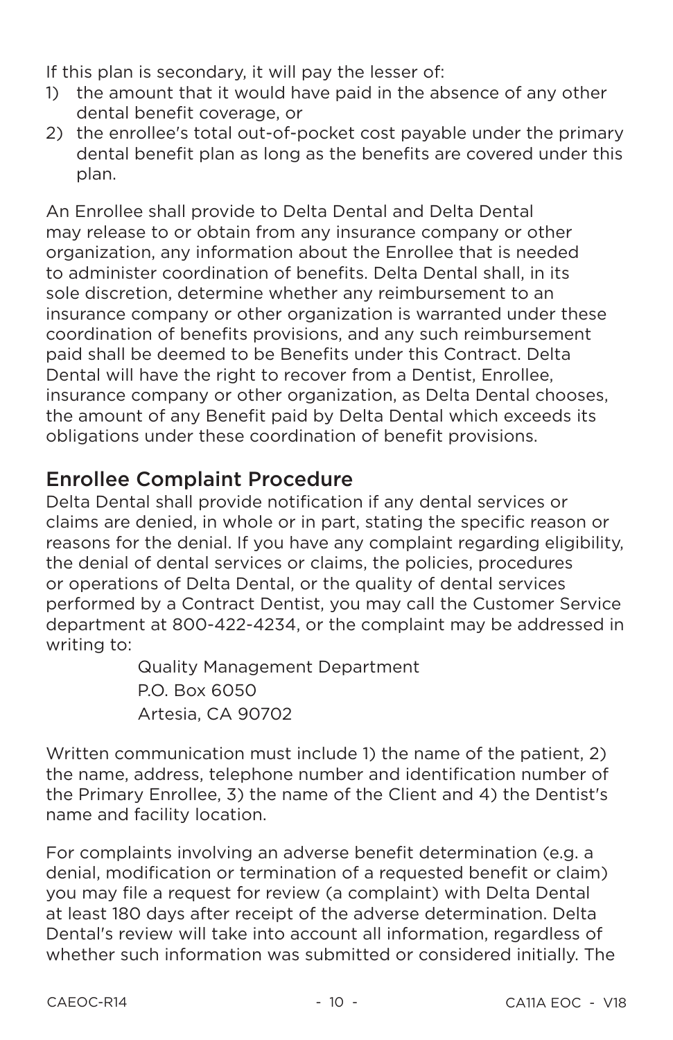If this plan is secondary, it will pay the lesser of:

1) the amount that it would have paid in the absence of any other dental benefit coverage, or
2) the enrollee's total out-of-pocket cost payable under the primary dental benefit plan as long as the benefits are covered under this plan.

An Enrollee shall provide to Delta Dental and Delta Dental may release to or obtain from any insurance company or other organization, any information about the Enrollee that is needed to administer coordination of benefits. Delta Dental shall, in its sole discretion, determine whether any reimbursement to an insurance company or other organization is warranted under these coordination of benefits provisions, and any such reimbursement paid shall be deemed to be Benefits under this Contract. Delta Dental will have the right to recover from a Dentist, Enrollee, insurance company or other organization, as Delta Dental chooses, the amount of any Benefit paid by Delta Dental which exceeds its obligations under these coordination of benefit provisions.

## Enrollee Complaint Procedure

Delta Dental shall provide notification if any dental services or claims are denied, in whole or in part, stating the specific reason or reasons for the denial. If you have any complaint regarding eligibility, the denial of dental services or claims, the policies, procedures or operations of Delta Dental, or the quality of dental services performed by a Contract Dentist, you may call the Customer Service department at 800-422-4234, or the complaint may be addressed in writing to:

Quality Management Department
P.O. Box 6050
Artesia, CA 90702

Written communication must include 1) the name of the patient, 2) the name, address, telephone number and identification number of the Primary Enrollee, 3) the name of the Client and 4) the Dentist's name and facility location.

For complaints involving an adverse benefit determination (e.g. a denial, modification or termination of a requested benefit or claim) you may file a request for review (a complaint) with Delta Dental at least 180 days after receipt of the adverse determination. Delta Dental's review will take into account all information, regardless of whether such information was submitted or considered initially. The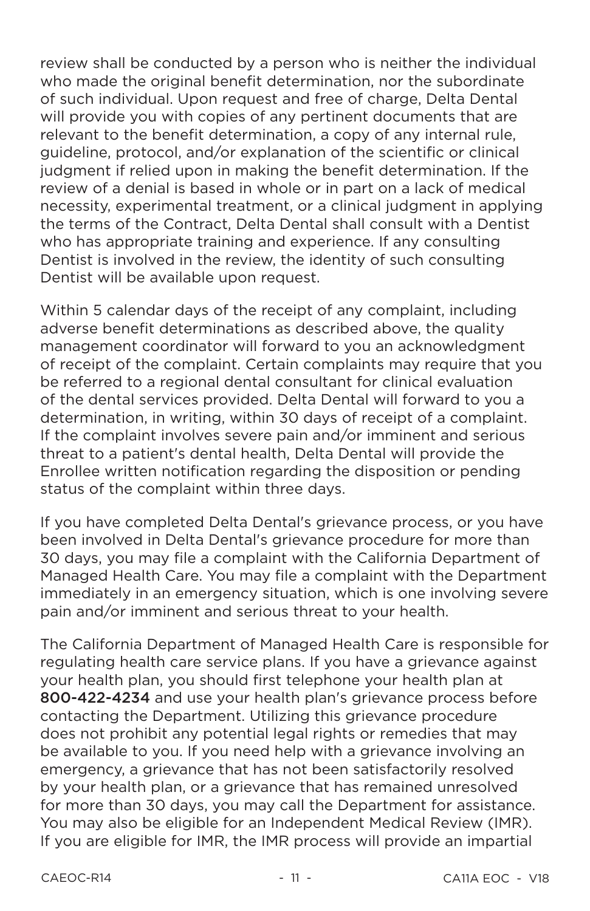review shall be conducted by a person who is neither the individual who made the original benefit determination, nor the subordinate of such individual. Upon request and free of charge, Delta Dental will provide you with copies of any pertinent documents that are relevant to the benefit determination, a copy of any internal rule, guideline, protocol, and/or explanation of the scientific or clinical judgment if relied upon in making the benefit determination. If the review of a denial is based in whole or in part on a lack of medical necessity, experimental treatment, or a clinical judgment in applying the terms of the Contract, Delta Dental shall consult with a Dentist who has appropriate training and experience. If any consulting Dentist is involved in the review, the identity of such consulting Dentist will be available upon request.

Within 5 calendar days of the receipt of any complaint, including adverse benefit determinations as described above, the quality management coordinator will forward to you an acknowledgment of receipt of the complaint. Certain complaints may require that you be referred to a regional dental consultant for clinical evaluation of the dental services provided. Delta Dental will forward to you a determination, in writing, within 30 days of receipt of a complaint. If the complaint involves severe pain and/or imminent and serious threat to a patient's dental health, Delta Dental will provide the Enrollee written notification regarding the disposition or pending status of the complaint within three days.

If you have completed Delta Dental's grievance process, or you have been involved in Delta Dental's grievance procedure for more than 30 days, you may file a complaint with the California Department of Managed Health Care. You may file a complaint with the Department immediately in an emergency situation, which is one involving severe pain and/or imminent and serious threat to your health.

The California Department of Managed Health Care is responsible for regulating health care service plans. If you have a grievance against your health plan, you should first telephone your health plan at **800-422-4234** and use your health plan's grievance process before contacting the Department. Utilizing this grievance procedure does not prohibit any potential legal rights or remedies that may be available to you. If you need help with a grievance involving an emergency, a grievance that has not been satisfactorily resolved by your health plan, or a grievance that has remained unresolved for more than 30 days, you may call the Department for assistance. You may also be eligible for an Independent Medical Review (IMR). If you are eligible for IMR, the IMR process will provide an impartial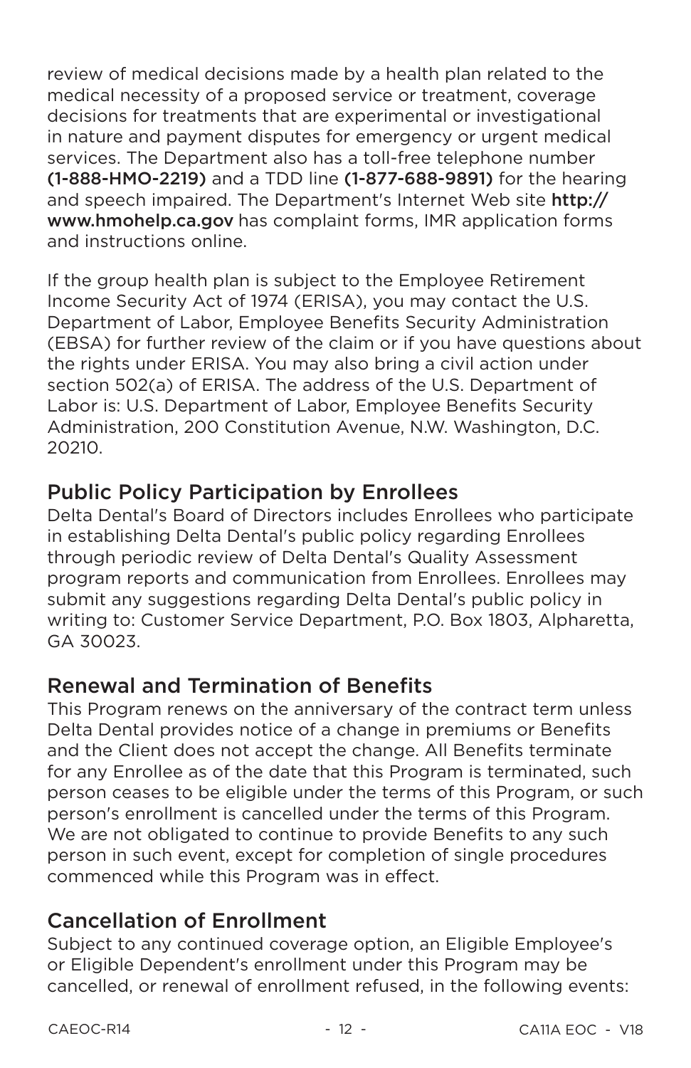review of medical decisions made by a health plan related to the medical necessity of a proposed service or treatment, coverage decisions for treatments that are experimental or investigational in nature and payment disputes for emergency or urgent medical services. The Department also has a toll-free telephone number **(1-888-HMO-2219)** and a TDD line **(1-877-688-9891)** for the hearing and speech impaired. The Department's Internet Web site **http://www.hmohelp.ca.gov** has complaint forms, IMR application forms and instructions online.

If the group health plan is subject to the Employee Retirement Income Security Act of 1974 (ERISA), you may contact the U.S. Department of Labor, Employee Benefits Security Administration (EBSA) for further review of the claim or if you have questions about the rights under ERISA. You may also bring a civil action under section 502(a) of ERISA. The address of the U.S. Department of Labor is: U.S. Department of Labor, Employee Benefits Security Administration, 200 Constitution Avenue, N.W. Washington, D.C. 20210.

## Public Policy Participation by Enrollees

Delta Dental's Board of Directors includes Enrollees who participate in establishing Delta Dental's public policy regarding Enrollees through periodic review of Delta Dental's Quality Assessment program reports and communication from Enrollees. Enrollees may submit any suggestions regarding Delta Dental's public policy in writing to: Customer Service Department, P.O. Box 1803, Alpharetta, GA 30023.

## Renewal and Termination of Benefits

This Program renews on the anniversary of the contract term unless Delta Dental provides notice of a change in premiums or Benefits and the Client does not accept the change. All Benefits terminate for any Enrollee as of the date that this Program is terminated, such person ceases to be eligible under the terms of this Program, or such person's enrollment is cancelled under the terms of this Program. We are not obligated to continue to provide Benefits to any such person in such event, except for completion of single procedures commenced while this Program was in effect.

## Cancellation of Enrollment

Subject to any continued coverage option, an Eligible Employee's or Eligible Dependent's enrollment under this Program may be cancelled, or renewal of enrollment refused, in the following events: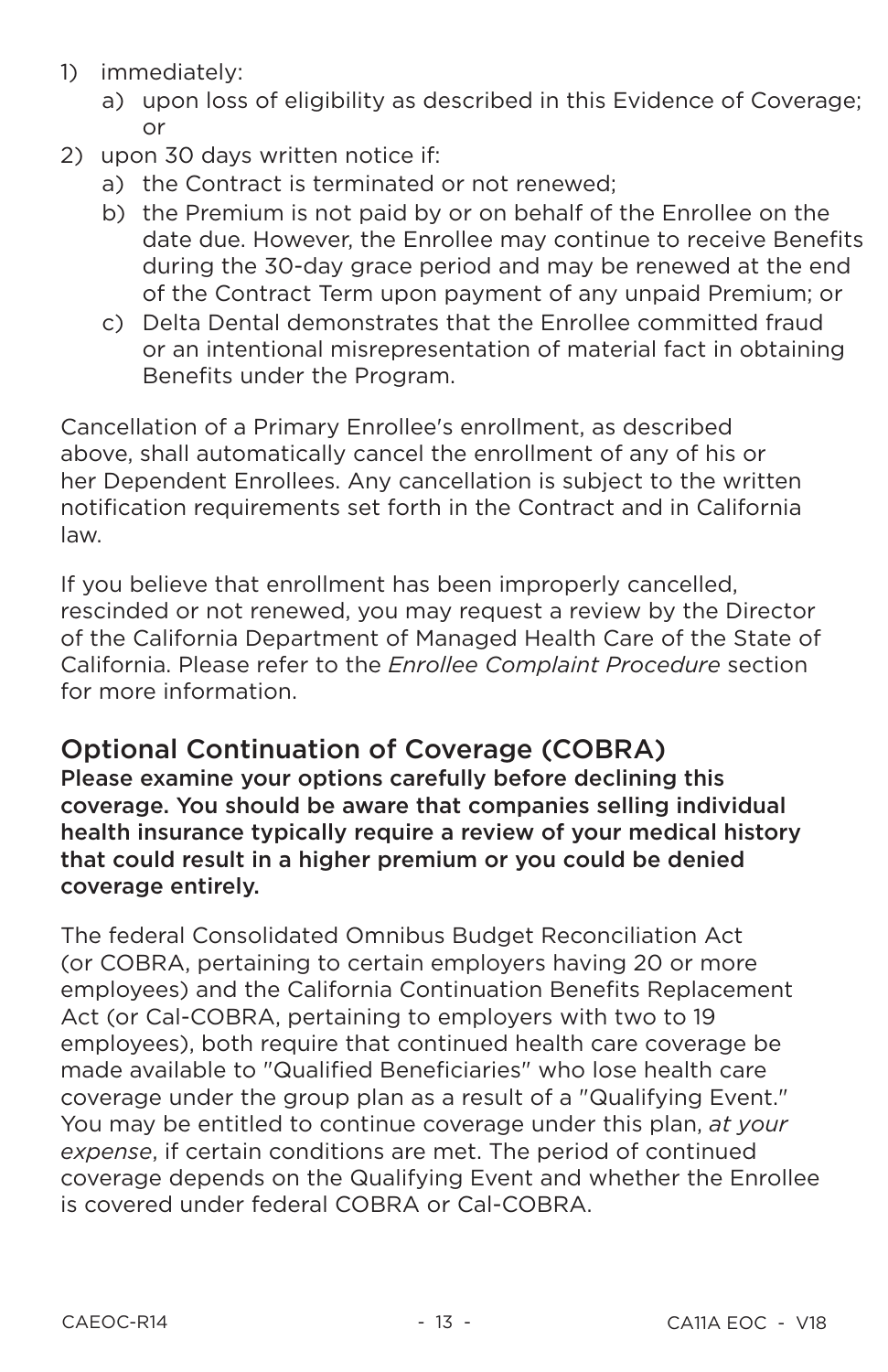1) immediately:
    a) upon loss of eligibility as described in this Evidence of Coverage; or
2) upon 30 days written notice if:
    a) the Contract is terminated or not renewed;
    b) the Premium is not paid by or on behalf of the Enrollee on the date due. However, the Enrollee may continue to receive Benefits during the 30-day grace period and may be renewed at the end of the Contract Term upon payment of any unpaid Premium; or
    c) Delta Dental demonstrates that the Enrollee committed fraud or an intentional misrepresentation of material fact in obtaining Benefits under the Program.

Cancellation of a Primary Enrollee's enrollment, as described above, shall automatically cancel the enrollment of any of his or her Dependent Enrollees. Any cancellation is subject to the written notification requirements set forth in the Contract and in California law.

If you believe that enrollment has been improperly cancelled, rescinded or not renewed, you may request a review by the Director of the California Department of Managed Health Care of the State of California. Please refer to the *Enrollee Complaint Procedure* section for more information.

## Optional Continuation of Coverage (COBRA)

**Please examine your options carefully before declining this coverage. You should be aware that companies selling individual health insurance typically require a review of your medical history that could result in a higher premium or you could be denied coverage entirely.**

The federal Consolidated Omnibus Budget Reconciliation Act (or COBRA, pertaining to certain employers having 20 or more employees) and the California Continuation Benefits Replacement Act (or Cal-COBRA, pertaining to employers with two to 19 employees), both require that continued health care coverage be made available to "Qualified Beneficiaries" who lose health care coverage under the group plan as a result of a "Qualifying Event." You may be entitled to continue coverage under this plan, *at your expense*, if certain conditions are met. The period of continued coverage depends on the Qualifying Event and whether the Enrollee is covered under federal COBRA or Cal-COBRA.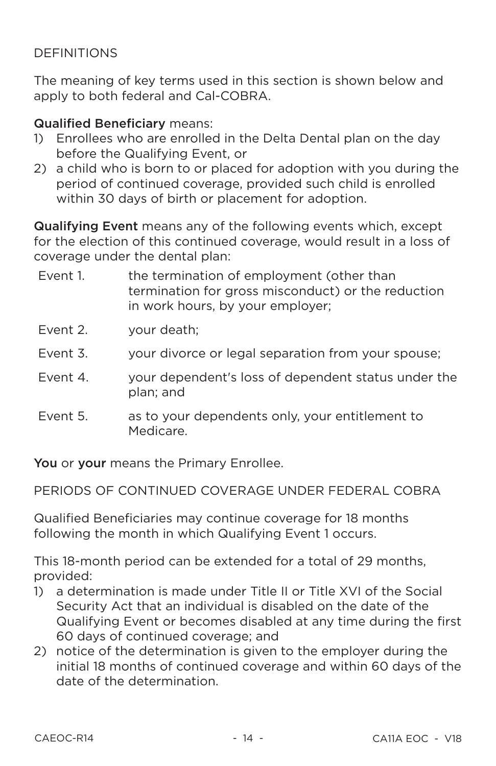DEFINITIONS

The meaning of key terms used in this section is shown below and apply to both federal and Cal-COBRA.

**Qualified Beneficiary** means:

1) Enrollees who are enrolled in the Delta Dental plan on the day before the Qualifying Event, or
2) a child who is born to or placed for adoption with you during the period of continued coverage, provided such child is enrolled within 30 days of birth or placement for adoption.

**Qualifying Event** means any of the following events which, except for the election of this continued coverage, would result in a loss of coverage under the dental plan:

| | |
|---|---|
| Event 1. | the termination of employment (other than termination for gross misconduct) or the reduction in work hours, by your employer; |
| Event 2. | your death; |
| Event 3. | your divorce or legal separation from your spouse; |
| Event 4. | your dependent's loss of dependent status under the plan; and |
| Event 5. | as to your dependents only, your entitlement to Medicare. |

**You** or **your** means the Primary Enrollee.

PERIODS OF CONTINUED COVERAGE UNDER FEDERAL COBRA

Qualified Beneficiaries may continue coverage for 18 months following the month in which Qualifying Event 1 occurs.

This 18-month period can be extended for a total of 29 months, provided:

1) a determination is made under Title II or Title XVI of the Social Security Act that an individual is disabled on the date of the Qualifying Event or becomes disabled at any time during the first 60 days of continued coverage; and
2) notice of the determination is given to the employer during the initial 18 months of continued coverage and within 60 days of the date of the determination.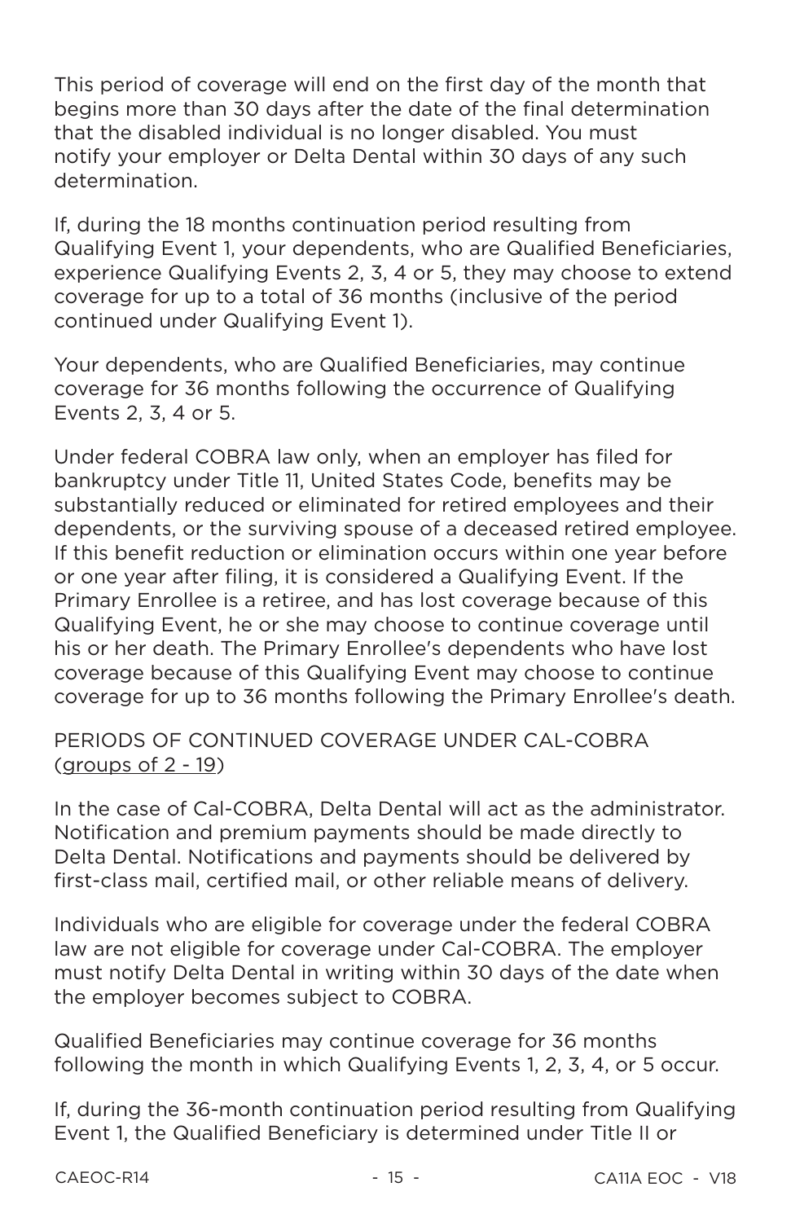This period of coverage will end on the first day of the month that begins more than 30 days after the date of the final determination that the disabled individual is no longer disabled. You must notify your employer or Delta Dental within 30 days of any such determination.

If, during the 18 months continuation period resulting from Qualifying Event 1, your dependents, who are Qualified Beneficiaries, experience Qualifying Events 2, 3, 4 or 5, they may choose to extend coverage for up to a total of 36 months (inclusive of the period continued under Qualifying Event 1).

Your dependents, who are Qualified Beneficiaries, may continue coverage for 36 months following the occurrence of Qualifying Events 2, 3, 4 or 5.

Under federal COBRA law only, when an employer has filed for bankruptcy under Title 11, United States Code, benefits may be substantially reduced or eliminated for retired employees and their dependents, or the surviving spouse of a deceased retired employee. If this benefit reduction or elimination occurs within one year before or one year after filing, it is considered a Qualifying Event. If the Primary Enrollee is a retiree, and has lost coverage because of this Qualifying Event, he or she may choose to continue coverage until his or her death. The Primary Enrollee's dependents who have lost coverage because of this Qualifying Event may choose to continue coverage for up to 36 months following the Primary Enrollee's death.

PERIODS OF CONTINUED COVERAGE UNDER CAL-COBRA (groups of 2 - 19)

In the case of Cal-COBRA, Delta Dental will act as the administrator. Notification and premium payments should be made directly to Delta Dental. Notifications and payments should be delivered by first-class mail, certified mail, or other reliable means of delivery.

Individuals who are eligible for coverage under the federal COBRA law are not eligible for coverage under Cal-COBRA. The employer must notify Delta Dental in writing within 30 days of the date when the employer becomes subject to COBRA.

Qualified Beneficiaries may continue coverage for 36 months following the month in which Qualifying Events 1, 2, 3, 4, or 5 occur.

If, during the 36-month continuation period resulting from Qualifying Event 1, the Qualified Beneficiary is determined under Title II or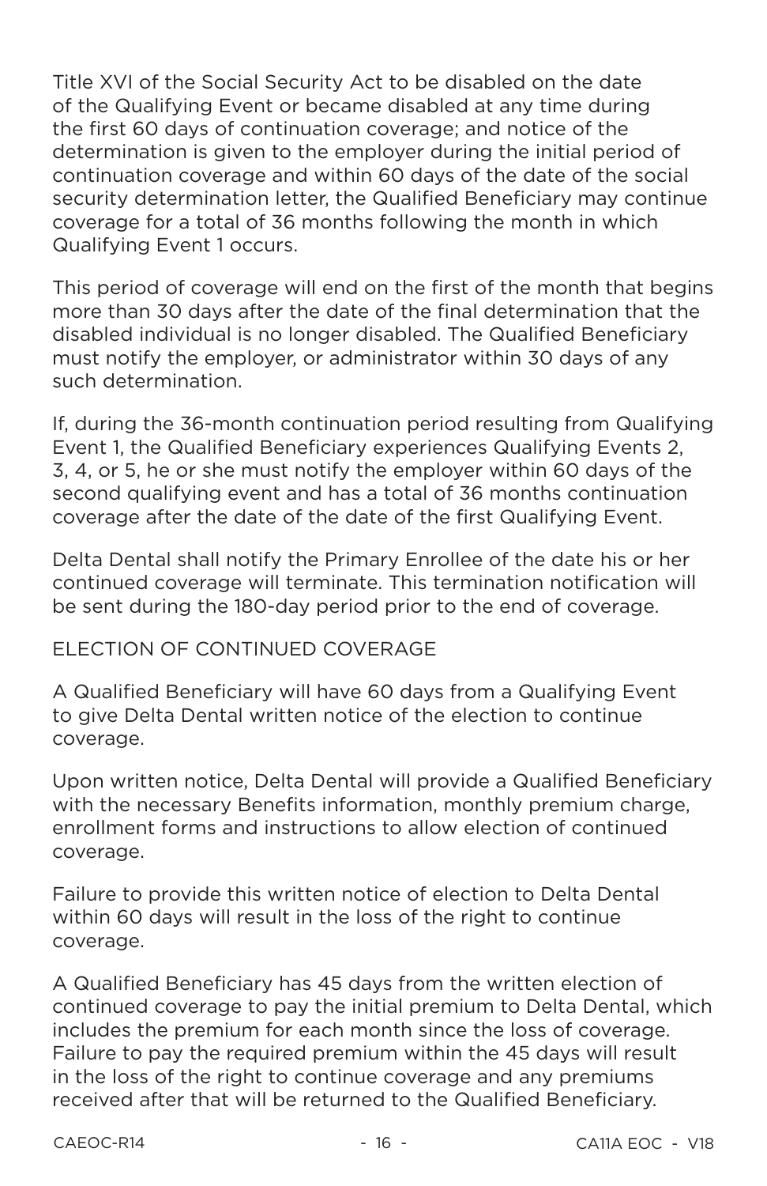Title XVI of the Social Security Act to be disabled on the date of the Qualifying Event or became disabled at any time during the first 60 days of continuation coverage; and notice of the determination is given to the employer during the initial period of continuation coverage and within 60 days of the date of the social security determination letter, the Qualified Beneficiary may continue coverage for a total of 36 months following the month in which Qualifying Event 1 occurs.

This period of coverage will end on the first of the month that begins more than 30 days after the date of the final determination that the disabled individual is no longer disabled. The Qualified Beneficiary must notify the employer, or administrator within 30 days of any such determination.

If, during the 36-month continuation period resulting from Qualifying Event 1, the Qualified Beneficiary experiences Qualifying Events 2, 3, 4, or 5, he or she must notify the employer within 60 days of the second qualifying event and has a total of 36 months continuation coverage after the date of the date of the first Qualifying Event.

Delta Dental shall notify the Primary Enrollee of the date his or her continued coverage will terminate. This termination notification will be sent during the 180-day period prior to the end of coverage.

ELECTION OF CONTINUED COVERAGE

A Qualified Beneficiary will have 60 days from a Qualifying Event to give Delta Dental written notice of the election to continue coverage.

Upon written notice, Delta Dental will provide a Qualified Beneficiary with the necessary Benefits information, monthly premium charge, enrollment forms and instructions to allow election of continued coverage.

Failure to provide this written notice of election to Delta Dental within 60 days will result in the loss of the right to continue coverage.

A Qualified Beneficiary has 45 days from the written election of continued coverage to pay the initial premium to Delta Dental, which includes the premium for each month since the loss of coverage. Failure to pay the required premium within the 45 days will result in the loss of the right to continue coverage and any premiums received after that will be returned to the Qualified Beneficiary.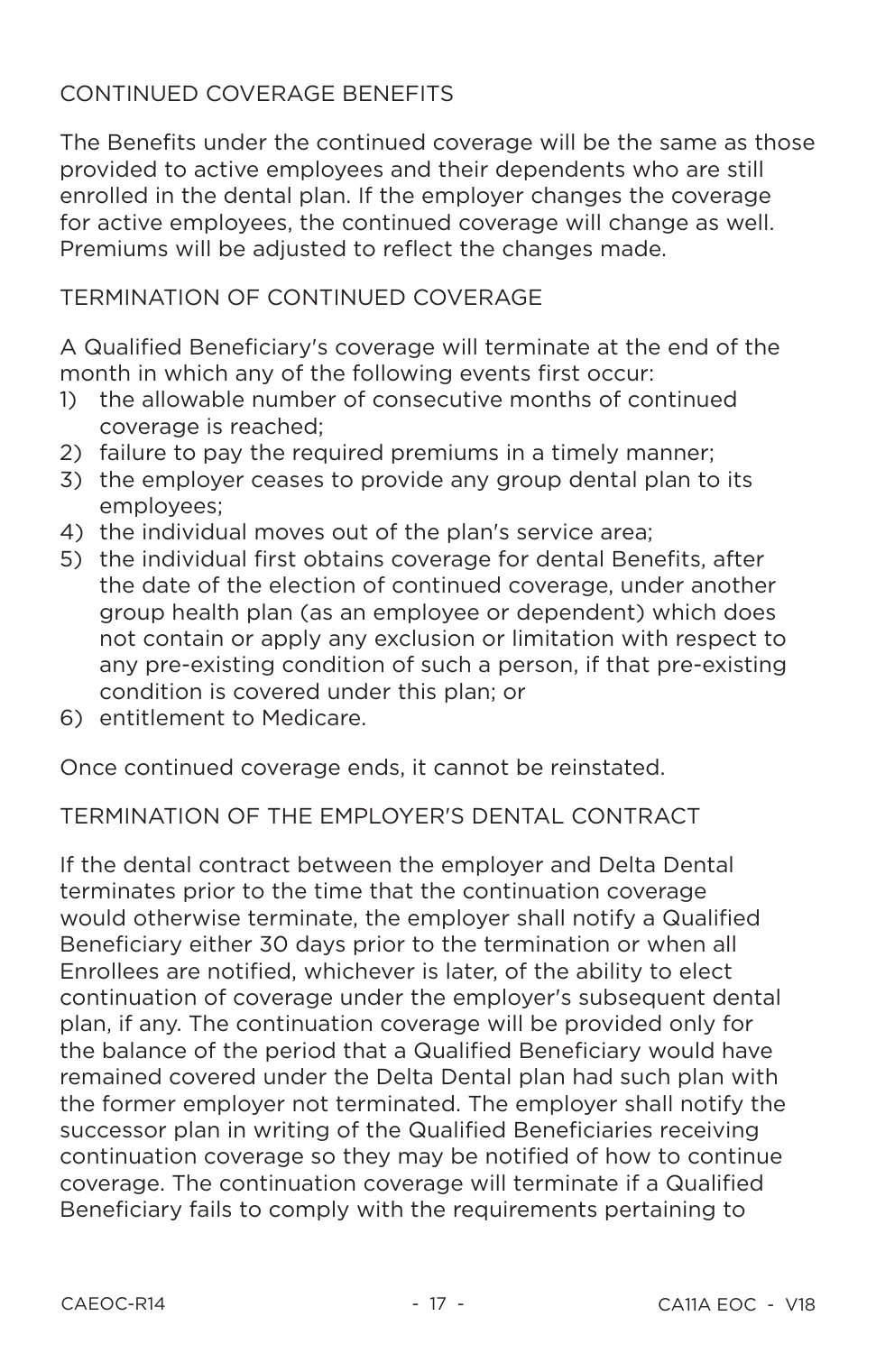## CONTINUED COVERAGE BENEFITS

The Benefits under the continued coverage will be the same as those provided to active employees and their dependents who are still enrolled in the dental plan. If the employer changes the coverage for active employees, the continued coverage will change as well. Premiums will be adjusted to reflect the changes made.

## TERMINATION OF CONTINUED COVERAGE

A Qualified Beneficiary's coverage will terminate at the end of the month in which any of the following events first occur:

1) the allowable number of consecutive months of continued coverage is reached;
2) failure to pay the required premiums in a timely manner;
3) the employer ceases to provide any group dental plan to its employees;
4) the individual moves out of the plan's service area;
5) the individual first obtains coverage for dental Benefits, after the date of the election of continued coverage, under another group health plan (as an employee or dependent) which does not contain or apply any exclusion or limitation with respect to any pre-existing condition of such a person, if that pre-existing condition is covered under this plan; or
6) entitlement to Medicare.

Once continued coverage ends, it cannot be reinstated.

## TERMINATION OF THE EMPLOYER'S DENTAL CONTRACT

If the dental contract between the employer and Delta Dental terminates prior to the time that the continuation coverage would otherwise terminate, the employer shall notify a Qualified Beneficiary either 30 days prior to the termination or when all Enrollees are notified, whichever is later, of the ability to elect continuation of coverage under the employer's subsequent dental plan, if any. The continuation coverage will be provided only for the balance of the period that a Qualified Beneficiary would have remained covered under the Delta Dental plan had such plan with the former employer not terminated. The employer shall notify the successor plan in writing of the Qualified Beneficiaries receiving continuation coverage so they may be notified of how to continue coverage. The continuation coverage will terminate if a Qualified Beneficiary fails to comply with the requirements pertaining to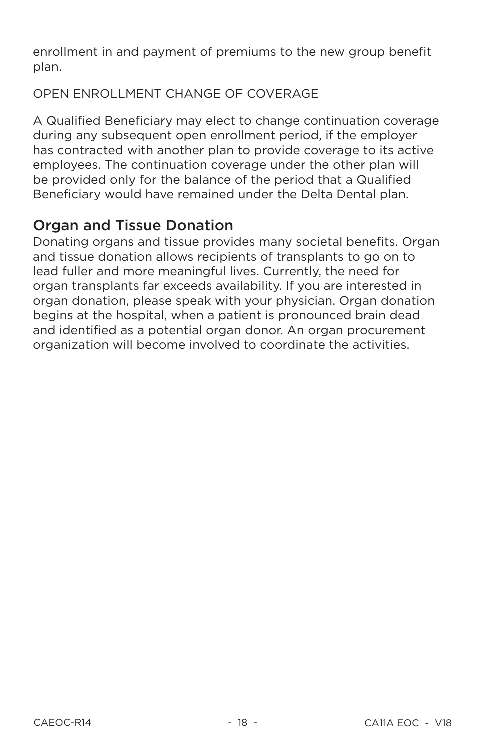enrollment in and payment of premiums to the new group benefit plan.

OPEN ENROLLMENT CHANGE OF COVERAGE

A Qualified Beneficiary may elect to change continuation coverage during any subsequent open enrollment period, if the employer has contracted with another plan to provide coverage to its active employees. The continuation coverage under the other plan will be provided only for the balance of the period that a Qualified Beneficiary would have remained under the Delta Dental plan.

## Organ and Tissue Donation

Donating organs and tissue provides many societal benefits. Organ and tissue donation allows recipients of transplants to go on to lead fuller and more meaningful lives. Currently, the need for organ transplants far exceeds availability. If you are interested in organ donation, please speak with your physician. Organ donation begins at the hospital, when a patient is pronounced brain dead and identified as a potential organ donor. An organ procurement organization will become involved to coordinate the activities.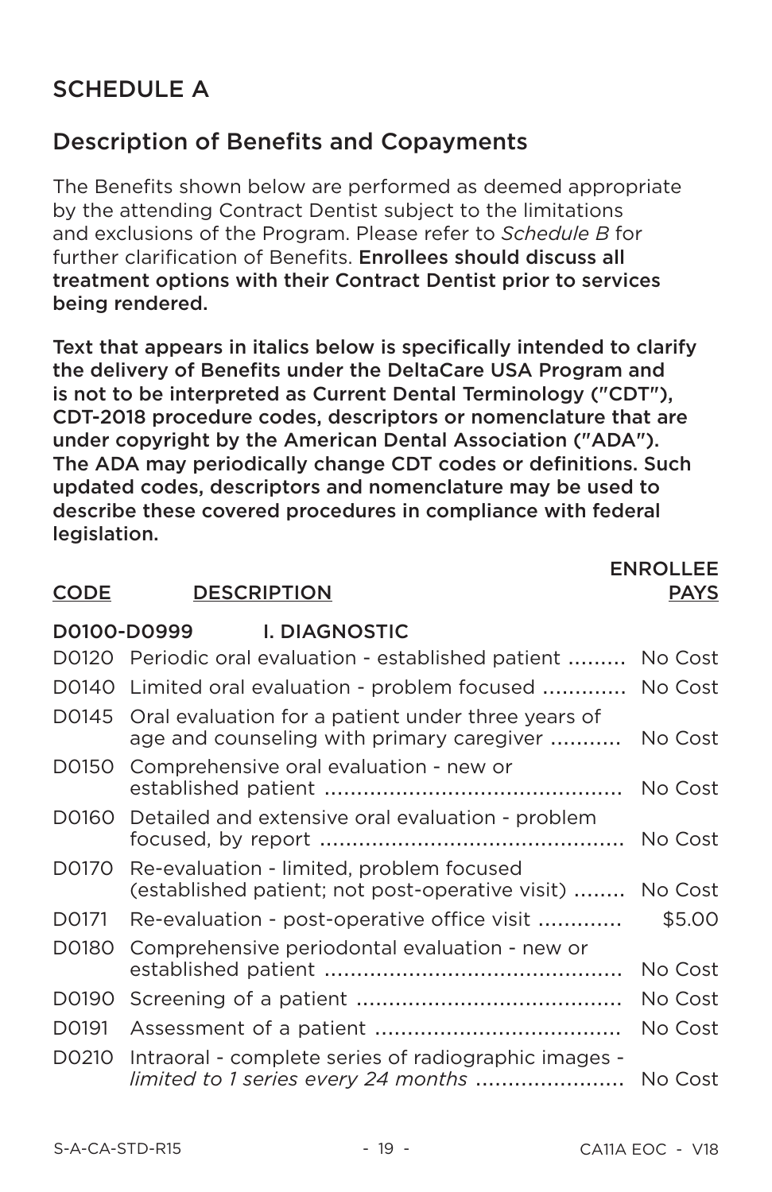## SCHEDULE A

## Description of Benefits and Copayments

The Benefits shown below are performed as deemed appropriate by the attending Contract Dentist subject to the limitations and exclusions of the Program. Please refer to *Schedule B* for further clarification of Benefits. **Enrollees should discuss all treatment options with their Contract Dentist prior to services being rendered.**

**Text that appears in italics below is specifically intended to clarify the delivery of Benefits under the DeltaCare USA Program and is not to be interpreted as Current Dental Terminology ("CDT"), CDT-2018 procedure codes, descriptors or nomenclature that are under copyright by the American Dental Association ("ADA"). The ADA may periodically change CDT codes or definitions. Such updated codes, descriptors and nomenclature may be used to describe these covered procedures in compliance with federal legislation.**

| CODE | DESCRIPTION | ENROLLEE PAYS |
|---|---|---|
| **D0100-D0999** | **I. DIAGNOSTIC** | |
| D0120 | Periodic oral evaluation - established patient | No Cost |
| D0140 | Limited oral evaluation - problem focused | No Cost |
| D0145 | Oral evaluation for a patient under three years of age and counseling with primary caregiver | No Cost |
| D0150 | Comprehensive oral evaluation - new or established patient | No Cost |
| D0160 | Detailed and extensive oral evaluation - problem focused, by report | No Cost |
| D0170 | Re-evaluation - limited, problem focused (established patient; not post-operative visit) | No Cost |
| D0171 | Re-evaluation - post-operative office visit | $5.00 |
| D0180 | Comprehensive periodontal evaluation - new or established patient | No Cost |
| D0190 | Screening of a patient | No Cost |
| D0191 | Assessment of a patient | No Cost |
| D0210 | Intraoral - complete series of radiographic images - *limited to 1 series every 24 months* | No Cost |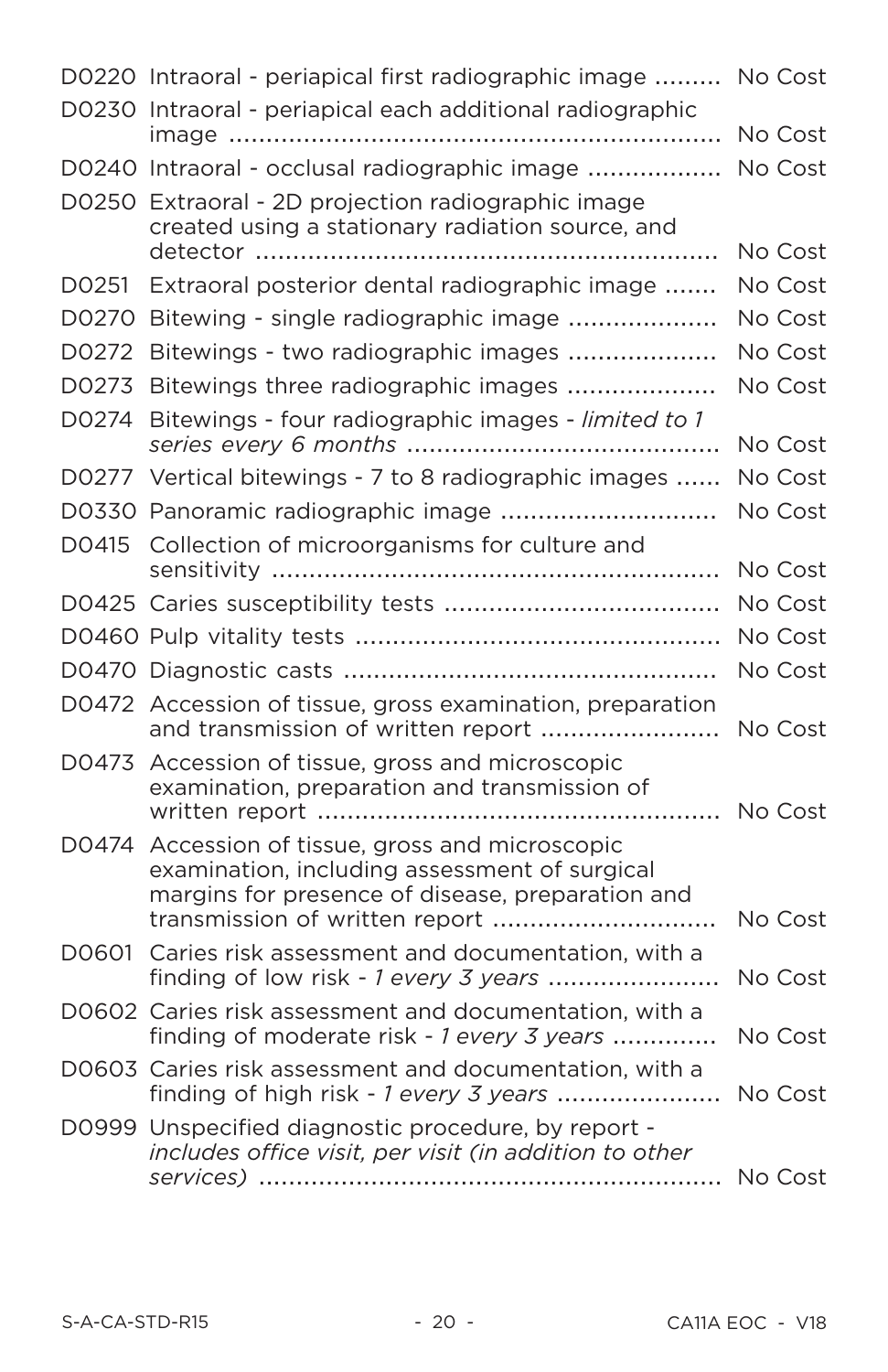| | | |
|---|---|---|
| D0220 | Intraoral - periapical first radiographic image | No Cost |
| D0230 | Intraoral - periapical each additional radiographic image | No Cost |
| D0240 | Intraoral - occlusal radiographic image | No Cost |
| D0250 | Extraoral - 2D projection radiographic image created using a stationary radiation source, and detector | No Cost |
| D0251 | Extraoral posterior dental radiographic image | No Cost |
| D0270 | Bitewing - single radiographic image | No Cost |
| D0272 | Bitewings - two radiographic images | No Cost |
| D0273 | Bitewings three radiographic images | No Cost |
| D0274 | Bitewings - four radiographic images - *limited to 1 series every 6 months* | No Cost |
| D0277 | Vertical bitewings - 7 to 8 radiographic images | No Cost |
| D0330 | Panoramic radiographic image | No Cost |
| D0415 | Collection of microorganisms for culture and sensitivity | No Cost |
| D0425 | Caries susceptibility tests | No Cost |
| D0460 | Pulp vitality tests | No Cost |
| D0470 | Diagnostic casts | No Cost |
| D0472 | Accession of tissue, gross examination, preparation and transmission of written report | No Cost |
| D0473 | Accession of tissue, gross and microscopic examination, preparation and transmission of written report | No Cost |
| D0474 | Accession of tissue, gross and microscopic examination, including assessment of surgical margins for presence of disease, preparation and transmission of written report | No Cost |
| D0601 | Caries risk assessment and documentation, with a finding of low risk - *1 every 3 years* | No Cost |
| D0602 | Caries risk assessment and documentation, with a finding of moderate risk - *1 every 3 years* | No Cost |
| D0603 | Caries risk assessment and documentation, with a finding of high risk - *1 every 3 years* | No Cost |
| D0999 | Unspecified diagnostic procedure, by report - *includes office visit, per visit (in addition to other services)* | No Cost |

S-A-CA-STD-R15 CA11A EOC - V18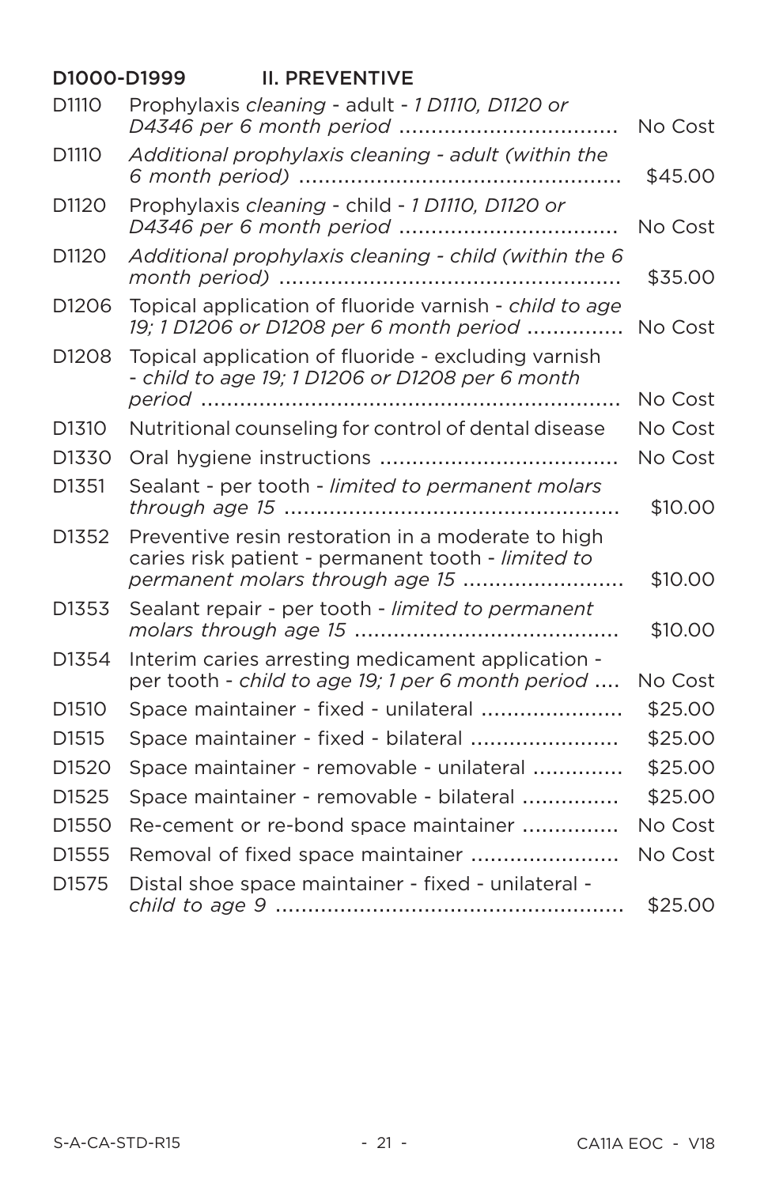## D1000-D1999 II. PREVENTIVE

| Code | Description | Cost |
|---|---|---|
| D1110 | Prophylaxis *cleaning* - adult - *1 D1110, D1120 or D4346 per 6 month period* | No Cost |
| D1110 | *Additional prophylaxis cleaning - adult (within the 6 month period)* | $45.00 |
| D1120 | Prophylaxis *cleaning* - child - *1 D1110, D1120 or D4346 per 6 month period* | No Cost |
| D1120 | *Additional prophylaxis cleaning - child (within the 6 month period)* | $35.00 |
| D1206 | Topical application of fluoride varnish - *child to age 19; 1 D1206 or D1208 per 6 month period* | No Cost |
| D1208 | Topical application of fluoride - excluding varnish - *child to age 19; 1 D1206 or D1208 per 6 month period* | No Cost |
| D1310 | Nutritional counseling for control of dental disease | No Cost |
| D1330 | Oral hygiene instructions | No Cost |
| D1351 | Sealant - per tooth - *limited to permanent molars through age 15* | $10.00 |
| D1352 | Preventive resin restoration in a moderate to high caries risk patient - permanent tooth - *limited to permanent molars through age 15* | $10.00 |
| D1353 | Sealant repair - per tooth - *limited to permanent molars through age 15* | $10.00 |
| D1354 | Interim caries arresting medicament application - per tooth - *child to age 19; 1 per 6 month period* | No Cost |
| D1510 | Space maintainer - fixed - unilateral | $25.00 |
| D1515 | Space maintainer - fixed - bilateral | $25.00 |
| D1520 | Space maintainer - removable - unilateral | $25.00 |
| D1525 | Space maintainer - removable - bilateral | $25.00 |
| D1550 | Re-cement or re-bond space maintainer | No Cost |
| D1555 | Removal of fixed space maintainer | No Cost |
| D1575 | Distal shoe space maintainer - fixed - unilateral - *child to age 9* | $25.00 |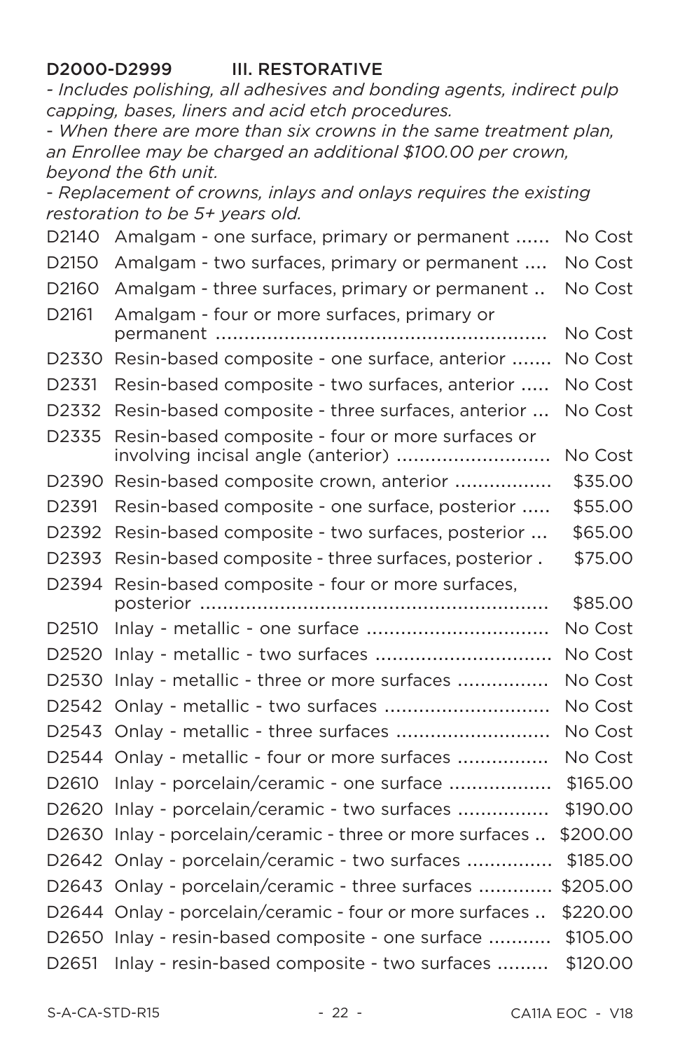## D2000-D2999 III. RESTORATIVE

*- Includes polishing, all adhesives and bonding agents, indirect pulp capping, bases, liners and acid etch procedures.*

*- When there are more than six crowns in the same treatment plan, an Enrollee may be charged an additional $100.00 per crown, beyond the 6th unit.*

*- Replacement of crowns, inlays and onlays requires the existing restoration to be 5+ years old.*

| Code | Description | Cost |
|---|---|---|
| D2140 | Amalgam - one surface, primary or permanent | No Cost |
| D2150 | Amalgam - two surfaces, primary or permanent | No Cost |
| D2160 | Amalgam - three surfaces, primary or permanent | No Cost |
| D2161 | Amalgam - four or more surfaces, primary or permanent | No Cost |
| D2330 | Resin-based composite - one surface, anterior | No Cost |
| D2331 | Resin-based composite - two surfaces, anterior | No Cost |
| D2332 | Resin-based composite - three surfaces, anterior | No Cost |
| D2335 | Resin-based composite - four or more surfaces or involving incisal angle (anterior) | No Cost |
| D2390 | Resin-based composite crown, anterior | $35.00 |
| D2391 | Resin-based composite - one surface, posterior | $55.00 |
| D2392 | Resin-based composite - two surfaces, posterior | $65.00 |
| D2393 | Resin-based composite - three surfaces, posterior | $75.00 |
| D2394 | Resin-based composite - four or more surfaces, posterior | $85.00 |
| D2510 | Inlay - metallic - one surface | No Cost |
| D2520 | Inlay - metallic - two surfaces | No Cost |
| D2530 | Inlay - metallic - three or more surfaces | No Cost |
| D2542 | Onlay - metallic - two surfaces | No Cost |
| D2543 | Onlay - metallic - three surfaces | No Cost |
| D2544 | Onlay - metallic - four or more surfaces | No Cost |
| D2610 | Inlay - porcelain/ceramic - one surface | $165.00 |
| D2620 | Inlay - porcelain/ceramic - two surfaces | $190.00 |
| D2630 | Inlay - porcelain/ceramic - three or more surfaces | $200.00 |
| D2642 | Onlay - porcelain/ceramic - two surfaces | $185.00 |
| D2643 | Onlay - porcelain/ceramic - three surfaces | $205.00 |
| D2644 | Onlay - porcelain/ceramic - four or more surfaces | $220.00 |
| D2650 | Inlay - resin-based composite - one surface | $105.00 |
| D2651 | Inlay - resin-based composite - two surfaces | $120.00 |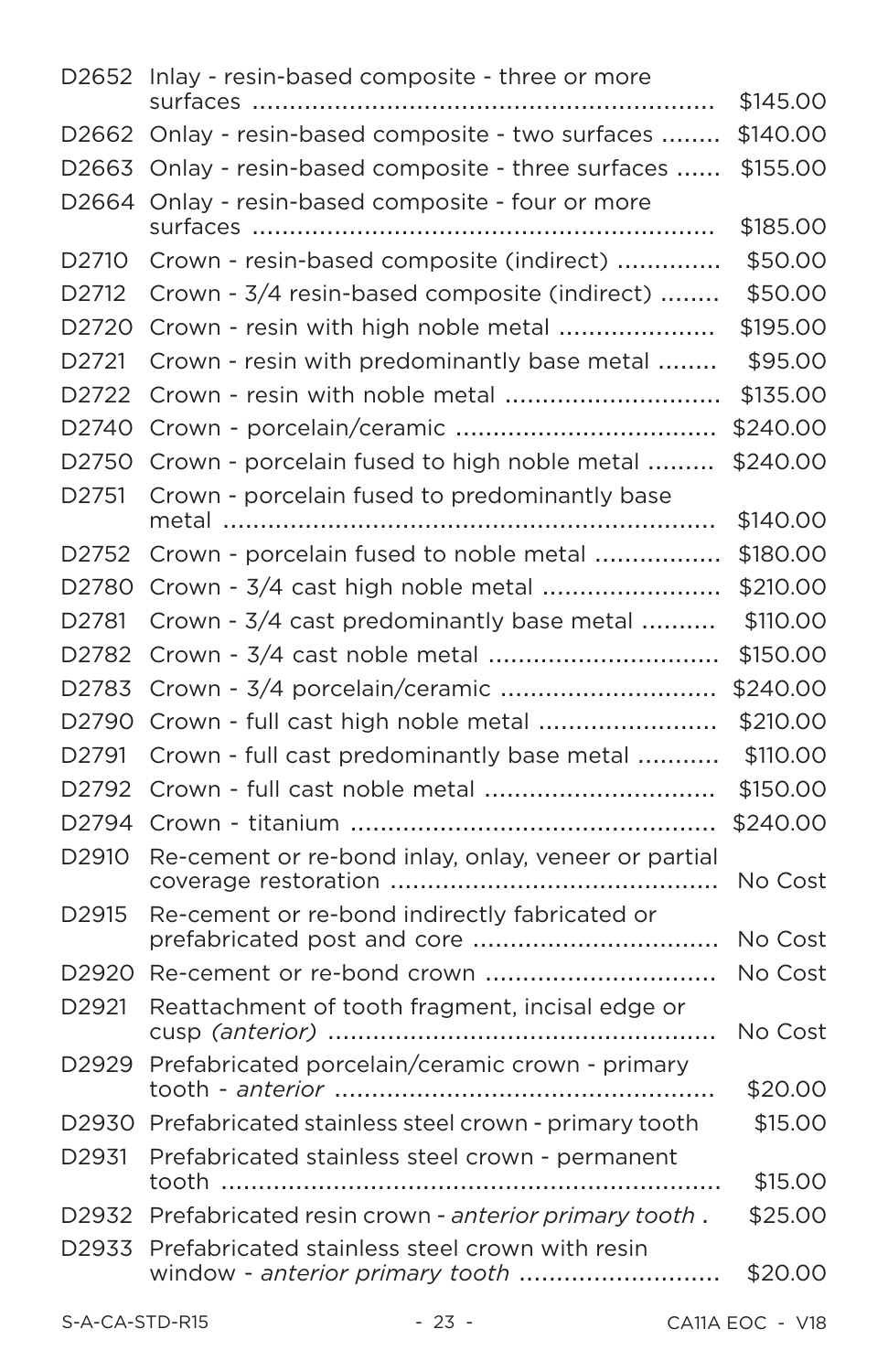| | | |
|---|---|---|
| D2652 | Inlay - resin-based composite - three or more surfaces | $145.00 |
| D2662 | Onlay - resin-based composite - two surfaces | $140.00 |
| D2663 | Onlay - resin-based composite - three surfaces | $155.00 |
| D2664 | Onlay - resin-based composite - four or more surfaces | $185.00 |
| D2710 | Crown - resin-based composite (indirect) | $50.00 |
| D2712 | Crown - 3/4 resin-based composite (indirect) | $50.00 |
| D2720 | Crown - resin with high noble metal | $195.00 |
| D2721 | Crown - resin with predominantly base metal | $95.00 |
| D2722 | Crown - resin with noble metal | $135.00 |
| D2740 | Crown - porcelain/ceramic | $240.00 |
| D2750 | Crown - porcelain fused to high noble metal | $240.00 |
| D2751 | Crown - porcelain fused to predominantly base metal | $140.00 |
| D2752 | Crown - porcelain fused to noble metal | $180.00 |
| D2780 | Crown - 3/4 cast high noble metal | $210.00 |
| D2781 | Crown - 3/4 cast predominantly base metal | $110.00 |
| D2782 | Crown - 3/4 cast noble metal | $150.00 |
| D2783 | Crown - 3/4 porcelain/ceramic | $240.00 |
| D2790 | Crown - full cast high noble metal | $210.00 |
| D2791 | Crown - full cast predominantly base metal | $110.00 |
| D2792 | Crown - full cast noble metal | $150.00 |
| D2794 | Crown - titanium | $240.00 |
| D2910 | Re-cement or re-bond inlay, onlay, veneer or partial coverage restoration | No Cost |
| D2915 | Re-cement or re-bond indirectly fabricated or prefabricated post and core | No Cost |
| D2920 | Re-cement or re-bond crown | No Cost |
| D2921 | Reattachment of tooth fragment, incisal edge or cusp *(anterior)* | No Cost |
| D2929 | Prefabricated porcelain/ceramic crown - primary tooth - *anterior* | $20.00 |
| D2930 | Prefabricated stainless steel crown - primary tooth | $15.00 |
| D2931 | Prefabricated stainless steel crown - permanent tooth | $15.00 |
| D2932 | Prefabricated resin crown - *anterior primary tooth* | $25.00 |
| D2933 | Prefabricated stainless steel crown with resin window - *anterior primary tooth* | $20.00 |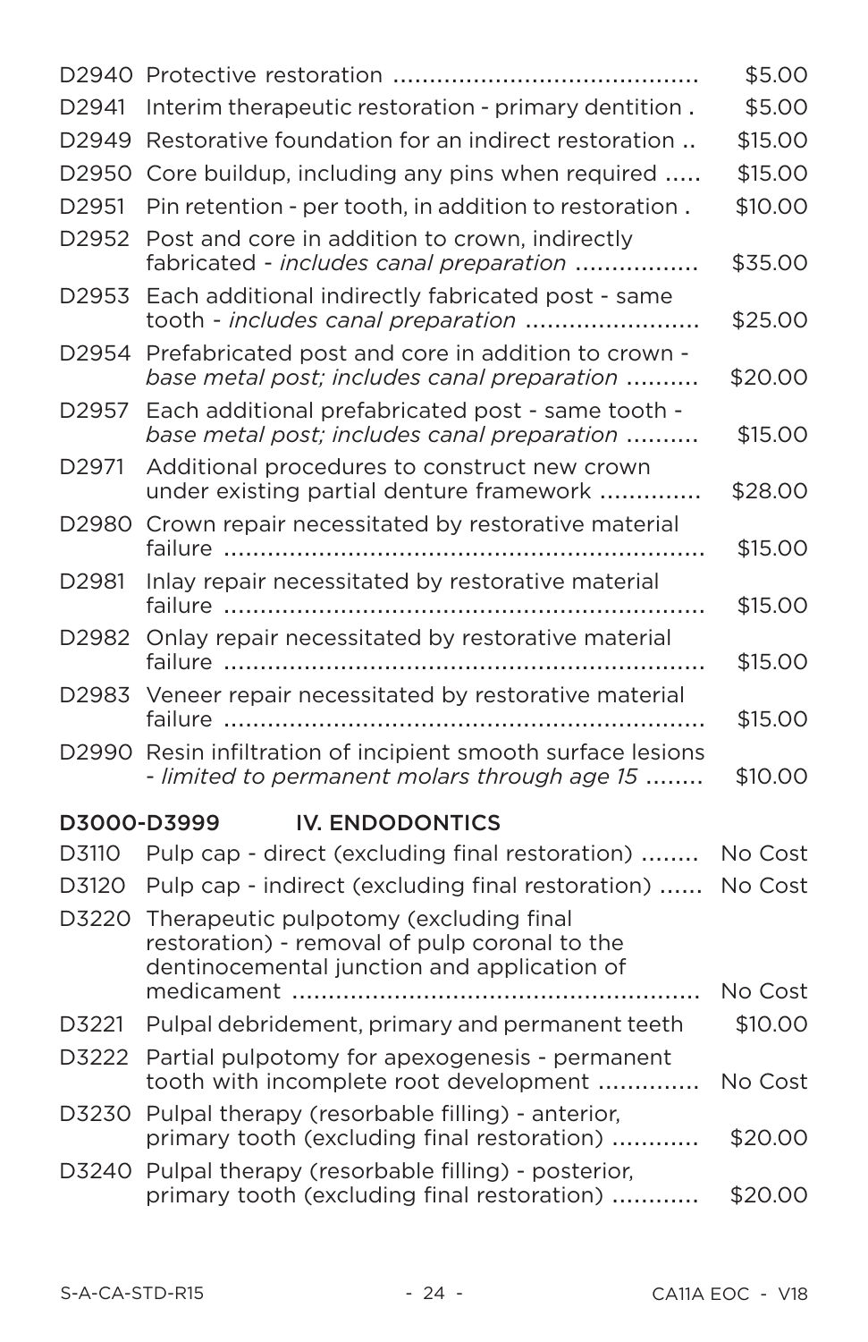| Code | Description | Cost |
|---|---|---|
| D2940 | Protective restoration | $5.00 |
| D2941 | Interim therapeutic restoration - primary dentition | $5.00 |
| D2949 | Restorative foundation for an indirect restoration | $15.00 |
| D2950 | Core buildup, including any pins when required | $15.00 |
| D2951 | Pin retention - per tooth, in addition to restoration | $10.00 |
| D2952 | Post and core in addition to crown, indirectly fabricated - *includes canal preparation* | $35.00 |
| D2953 | Each additional indirectly fabricated post - same tooth - *includes canal preparation* | $25.00 |
| D2954 | Prefabricated post and core in addition to crown - *base metal post; includes canal preparation* | $20.00 |
| D2957 | Each additional prefabricated post - same tooth - *base metal post; includes canal preparation* | $15.00 |
| D2971 | Additional procedures to construct new crown under existing partial denture framework | $28.00 |
| D2980 | Crown repair necessitated by restorative material failure | $15.00 |
| D2981 | Inlay repair necessitated by restorative material failure | $15.00 |
| D2982 | Onlay repair necessitated by restorative material failure | $15.00 |
| D2983 | Veneer repair necessitated by restorative material failure | $15.00 |
| D2990 | Resin infiltration of incipient smooth surface lesions - *limited to permanent molars through age 15* | $10.00 |

## D3000-D3999 IV. ENDODONTICS

| Code | Description | Cost |
|---|---|---|
| D3110 | Pulp cap - direct (excluding final restoration) | No Cost |
| D3120 | Pulp cap - indirect (excluding final restoration) | No Cost |
| D3220 | Therapeutic pulpotomy (excluding final restoration) - removal of pulp coronal to the dentinocemental junction and application of medicament | No Cost |
| D3221 | Pulpal debridement, primary and permanent teeth | $10.00 |
| D3222 | Partial pulpotomy for apexogenesis - permanent tooth with incomplete root development | No Cost |
| D3230 | Pulpal therapy (resorbable filling) - anterior, primary tooth (excluding final restoration) | $20.00 |
| D3240 | Pulpal therapy (resorbable filling) - posterior, primary tooth (excluding final restoration) | $20.00 |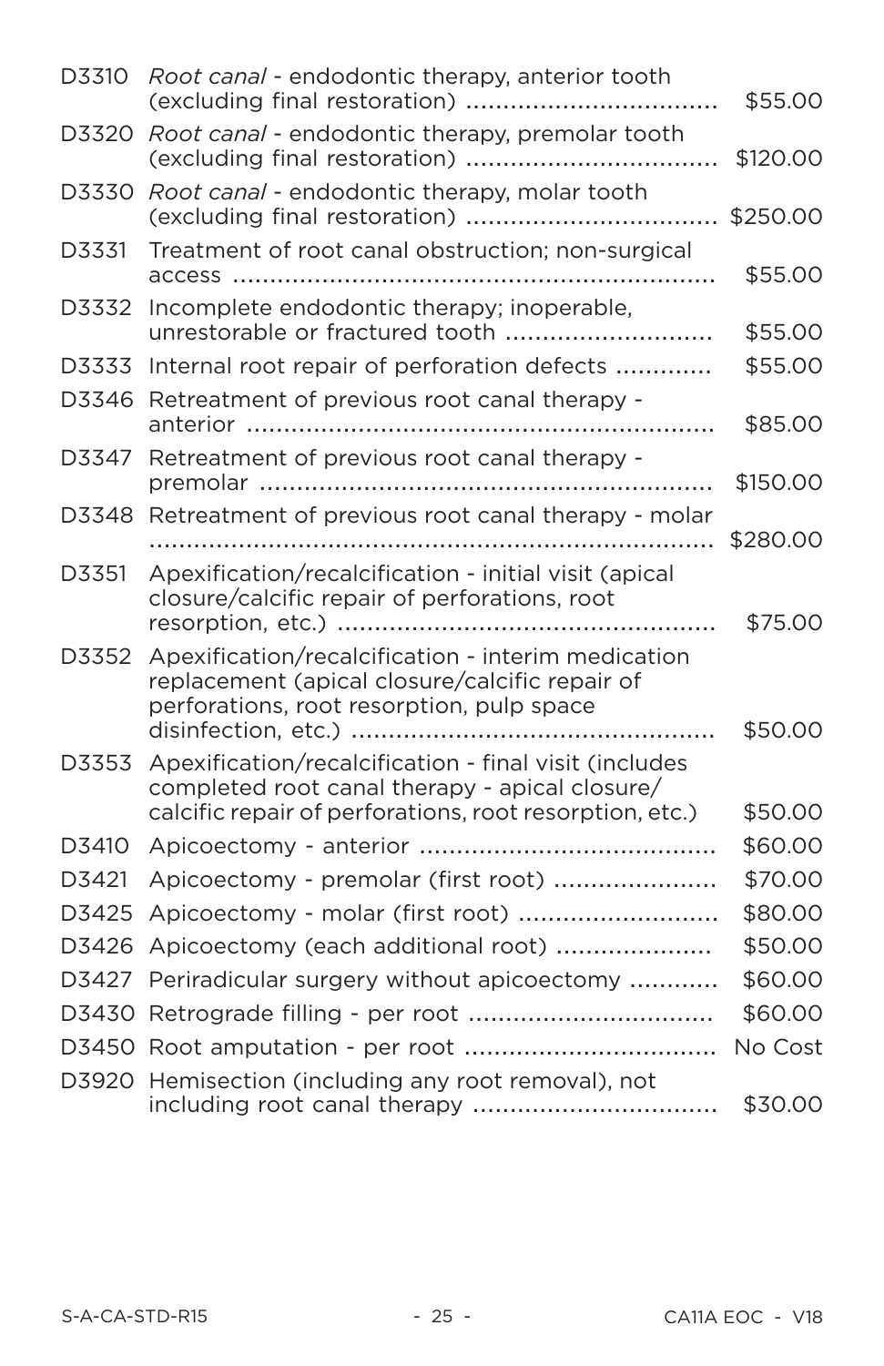| Code | Description | Cost |
|---|---|---|
| D3310 | *Root canal* - endodontic therapy, anterior tooth (excluding final restoration) | $55.00 |
| D3320 | *Root canal* - endodontic therapy, premolar tooth (excluding final restoration) | $120.00 |
| D3330 | *Root canal* - endodontic therapy, molar tooth (excluding final restoration) | $250.00 |
| D3331 | Treatment of root canal obstruction; non-surgical access | $55.00 |
| D3332 | Incomplete endodontic therapy; inoperable, unrestorable or fractured tooth | $55.00 |
| D3333 | Internal root repair of perforation defects | $55.00 |
| D3346 | Retreatment of previous root canal therapy - anterior | $85.00 |
| D3347 | Retreatment of previous root canal therapy - premolar | $150.00 |
| D3348 | Retreatment of previous root canal therapy - molar | $280.00 |
| D3351 | Apexification/recalcification - initial visit (apical closure/calcific repair of perforations, root resorption, etc.) | $75.00 |
| D3352 | Apexification/recalcification - interim medication replacement (apical closure/calcific repair of perforations, root resorption, pulp space disinfection, etc.) | $50.00 |
| D3353 | Apexification/recalcification - final visit (includes completed root canal therapy - apical closure/ calcific repair of perforations, root resorption, etc.) | $50.00 |
| D3410 | Apicoectomy - anterior | $60.00 |
| D3421 | Apicoectomy - premolar (first root) | $70.00 |
| D3425 | Apicoectomy - molar (first root) | $80.00 |
| D3426 | Apicoectomy (each additional root) | $50.00 |
| D3427 | Periradicular surgery without apicoectomy | $60.00 |
| D3430 | Retrograde filling - per root | $60.00 |
| D3450 | Root amputation - per root | No Cost |
| D3920 | Hemisection (including any root removal), not including root canal therapy | $30.00 |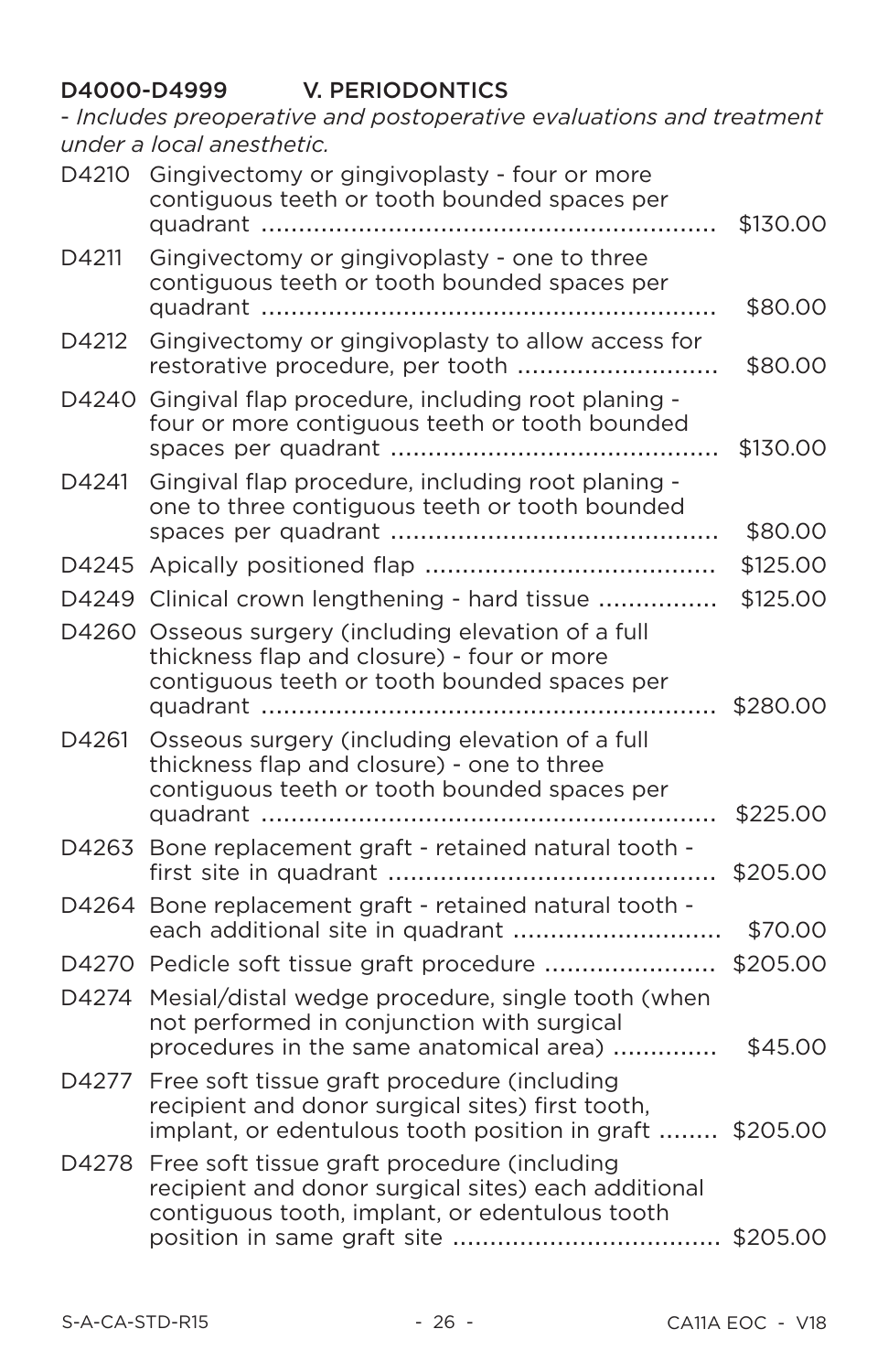## D4000-D4999 V. PERIODONTICS

*- Includes preoperative and postoperative evaluations and treatment under a local anesthetic.*

| Code | Description | Fee |
|---|---|---|
| D4210 | Gingivectomy or gingivoplasty - four or more contiguous teeth or tooth bounded spaces per quadrant | $130.00 |
| D4211 | Gingivectomy or gingivoplasty - one to three contiguous teeth or tooth bounded spaces per quadrant | $80.00 |
| D4212 | Gingivectomy or gingivoplasty to allow access for restorative procedure, per tooth | $80.00 |
| D4240 | Gingival flap procedure, including root planing - four or more contiguous teeth or tooth bounded spaces per quadrant | $130.00 |
| D4241 | Gingival flap procedure, including root planing - one to three contiguous teeth or tooth bounded spaces per quadrant | $80.00 |
| D4245 | Apically positioned flap | $125.00 |
| D4249 | Clinical crown lengthening - hard tissue | $125.00 |
| D4260 | Osseous surgery (including elevation of a full thickness flap and closure) - four or more contiguous teeth or tooth bounded spaces per quadrant | $280.00 |
| D4261 | Osseous surgery (including elevation of a full thickness flap and closure) - one to three contiguous teeth or tooth bounded spaces per quadrant | $225.00 |
| D4263 | Bone replacement graft - retained natural tooth - first site in quadrant | $205.00 |
| D4264 | Bone replacement graft - retained natural tooth - each additional site in quadrant | $70.00 |
| D4270 | Pedicle soft tissue graft procedure | $205.00 |
| D4274 | Mesial/distal wedge procedure, single tooth (when not performed in conjunction with surgical procedures in the same anatomical area) | $45.00 |
| D4277 | Free soft tissue graft procedure (including recipient and donor surgical sites) first tooth, implant, or edentulous tooth position in graft | $205.00 |
| D4278 | Free soft tissue graft procedure (including recipient and donor surgical sites) each additional contiguous tooth, implant, or edentulous tooth position in same graft site | $205.00 |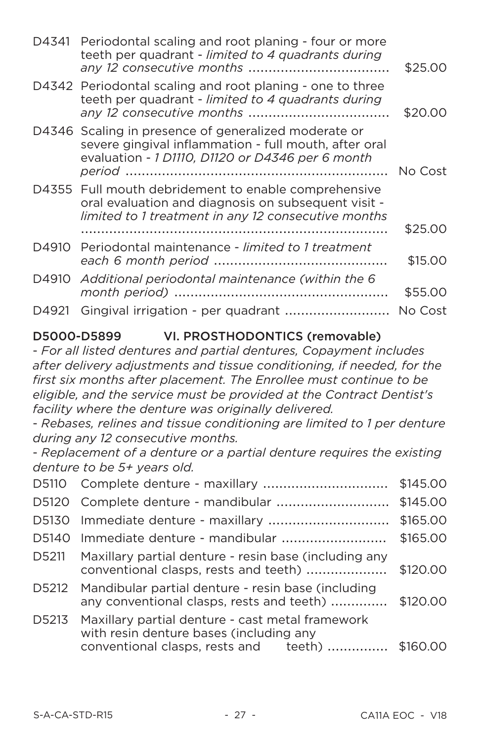| Code | Description | Copayment |
|---|---|---|
| D4341 | Periodontal scaling and root planing - four or more teeth per quadrant - *limited to 4 quadrants during any 12 consecutive months* | $25.00 |
| D4342 | Periodontal scaling and root planing - one to three teeth per quadrant - *limited to 4 quadrants during any 12 consecutive months* | $20.00 |
| D4346 | Scaling in presence of generalized moderate or severe gingival inflammation - full mouth, after oral evaluation - *1 D1110, D1120 or D4346 per 6 month period* | No Cost |
| D4355 | Full mouth debridement to enable comprehensive oral evaluation and diagnosis on subsequent visit - *limited to 1 treatment in any 12 consecutive months* | $25.00 |
| D4910 | Periodontal maintenance - *limited to 1 treatment each 6 month period* | $15.00 |
| D4910 | *Additional periodontal maintenance (within the 6 month period)* | $55.00 |
| D4921 | Gingival irrigation - per quadrant | No Cost |

## D5000-D5899 VI. PROSTHODONTICS (removable)

*- For all listed dentures and partial dentures, Copayment includes after delivery adjustments and tissue conditioning, if needed, for the first six months after placement. The Enrollee must continue to be eligible, and the service must be provided at the Contract Dentist's facility where the denture was originally delivered.*

*- Rebases, relines and tissue conditioning are limited to 1 per denture during any 12 consecutive months.*

*- Replacement of a denture or a partial denture requires the existing denture to be 5+ years old.*

| Code | Description | Copayment |
|---|---|---|
| D5110 | Complete denture - maxillary | $145.00 |
| D5120 | Complete denture - mandibular | $145.00 |
| D5130 | Immediate denture - maxillary | $165.00 |
| D5140 | Immediate denture - mandibular | $165.00 |
| D5211 | Maxillary partial denture - resin base (including any conventional clasps, rests and teeth) | $120.00 |
| D5212 | Mandibular partial denture - resin base (including any conventional clasps, rests and teeth) | $120.00 |
| D5213 | Maxillary partial denture - cast metal framework with resin denture bases (including any conventional clasps, rests and teeth) | $160.00 |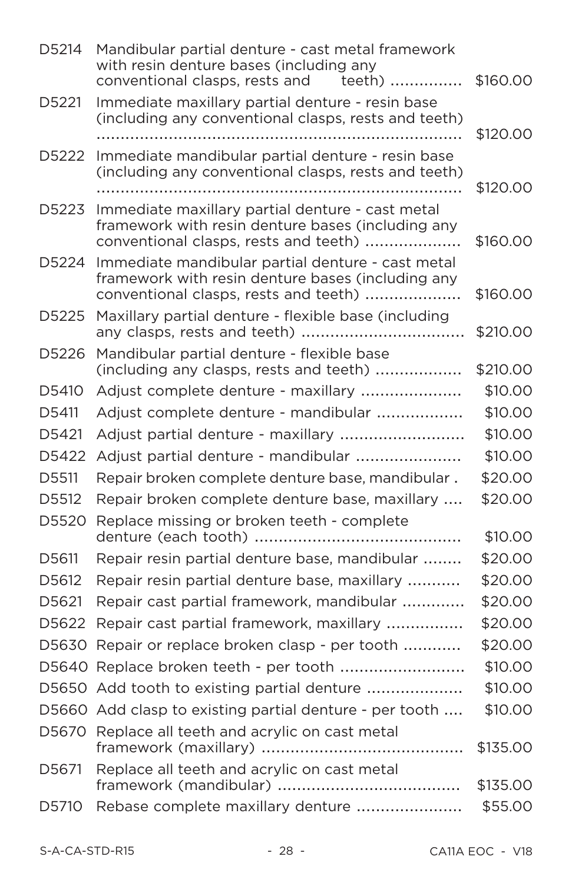| Code | Description | Fee |
|---|---|---|
| D5214 | Mandibular partial denture - cast metal framework with resin denture bases (including any conventional clasps, rests and teeth) | $160.00 |
| D5221 | Immediate maxillary partial denture - resin base (including any conventional clasps, rests and teeth) | $120.00 |
| D5222 | Immediate mandibular partial denture - resin base (including any conventional clasps, rests and teeth) | $120.00 |
| D5223 | Immediate maxillary partial denture - cast metal framework with resin denture bases (including any conventional clasps, rests and teeth) | $160.00 |
| D5224 | Immediate mandibular partial denture - cast metal framework with resin denture bases (including any conventional clasps, rests and teeth) | $160.00 |
| D5225 | Maxillary partial denture - flexible base (including any clasps, rests and teeth) | $210.00 |
| D5226 | Mandibular partial denture - flexible base (including any clasps, rests and teeth) | $210.00 |
| D5410 | Adjust complete denture - maxillary | $10.00 |
| D5411 | Adjust complete denture - mandibular | $10.00 |
| D5421 | Adjust partial denture - maxillary | $10.00 |
| D5422 | Adjust partial denture - mandibular | $10.00 |
| D5511 | Repair broken complete denture base, mandibular | $20.00 |
| D5512 | Repair broken complete denture base, maxillary | $20.00 |
| D5520 | Replace missing or broken teeth - complete denture (each tooth) | $10.00 |
| D5611 | Repair resin partial denture base, mandibular | $20.00 |
| D5612 | Repair resin partial denture base, maxillary | $20.00 |
| D5621 | Repair cast partial framework, mandibular | $20.00 |
| D5622 | Repair cast partial framework, maxillary | $20.00 |
| D5630 | Repair or replace broken clasp - per tooth | $20.00 |
| D5640 | Replace broken teeth - per tooth | $10.00 |
| D5650 | Add tooth to existing partial denture | $10.00 |
| D5660 | Add clasp to existing partial denture - per tooth | $10.00 |
| D5670 | Replace all teeth and acrylic on cast metal framework (maxillary) | $135.00 |
| D5671 | Replace all teeth and acrylic on cast metal framework (mandibular) | $135.00 |
| D5710 | Rebase complete maxillary denture | $55.00 |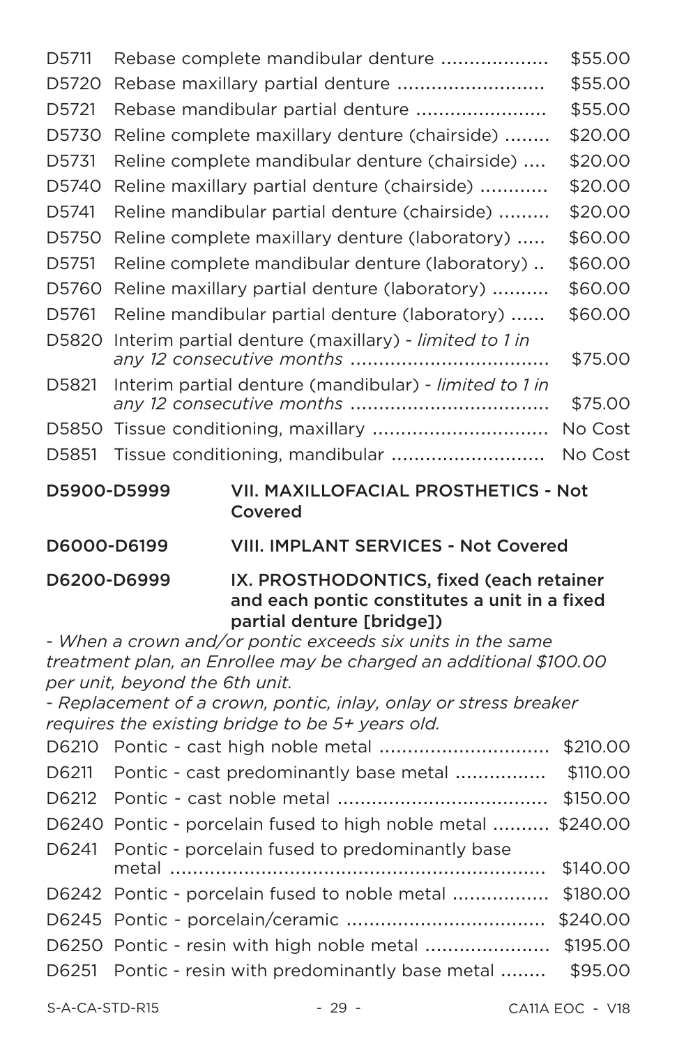| Code | Description | Fee |
|---|---|---|
| D5711 | Rebase complete mandibular denture | $55.00 |
| D5720 | Rebase maxillary partial denture | $55.00 |
| D5721 | Rebase mandibular partial denture | $55.00 |
| D5730 | Reline complete maxillary denture (chairside) | $20.00 |
| D5731 | Reline complete mandibular denture (chairside) | $20.00 |
| D5740 | Reline maxillary partial denture (chairside) | $20.00 |
| D5741 | Reline mandibular partial denture (chairside) | $20.00 |
| D5750 | Reline complete maxillary denture (laboratory) | $60.00 |
| D5751 | Reline complete mandibular denture (laboratory) | $60.00 |
| D5760 | Reline maxillary partial denture (laboratory) | $60.00 |
| D5761 | Reline mandibular partial denture (laboratory) | $60.00 |
| D5820 | Interim partial denture (maxillary) - *limited to 1 in any 12 consecutive months* | $75.00 |
| D5821 | Interim partial denture (mandibular) - *limited to 1 in any 12 consecutive months* | $75.00 |
| D5850 | Tissue conditioning, maxillary | No Cost |
| D5851 | Tissue conditioning, mandibular | No Cost |

**D5900-D5999 VII. MAXILLOFACIAL PROSTHETICS - Not Covered**

**D6000-D6199 VIII. IMPLANT SERVICES - Not Covered**

**D6200-D6999 IX. PROSTHODONTICS, fixed (each retainer and each pontic constitutes a unit in a fixed partial denture [bridge])**

*- When a crown and/or pontic exceeds six units in the same treatment plan, an Enrollee may be charged an additional $100.00 per unit, beyond the 6th unit.*

*- Replacement of a crown, pontic, inlay, onlay or stress breaker requires the existing bridge to be 5+ years old.*

| Code | Description | Fee |
|---|---|---|
| D6210 | Pontic - cast high noble metal | $210.00 |
| D6211 | Pontic - cast predominantly base metal | $110.00 |
| D6212 | Pontic - cast noble metal | $150.00 |
| D6240 | Pontic - porcelain fused to high noble metal | $240.00 |
| D6241 | Pontic - porcelain fused to predominantly base metal | $140.00 |
| D6242 | Pontic - porcelain fused to noble metal | $180.00 |
| D6245 | Pontic - porcelain/ceramic | $240.00 |
| D6250 | Pontic - resin with high noble metal | $195.00 |
| D6251 | Pontic - resin with predominantly base metal | $95.00 |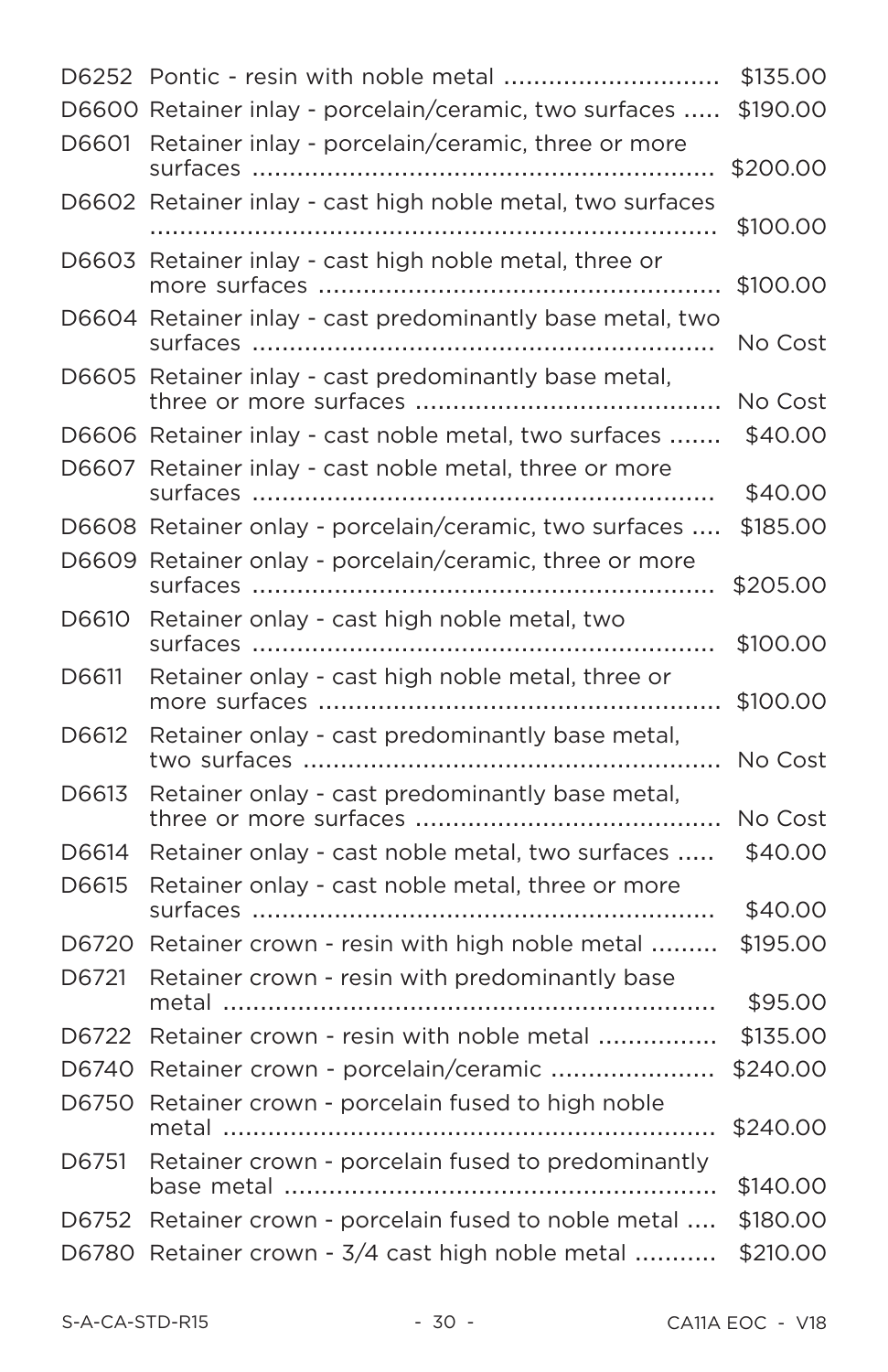| | | |
|---|---|---|
| D6252 | Pontic - resin with noble metal | $135.00 |
| D6600 | Retainer inlay - porcelain/ceramic, two surfaces | $190.00 |
| D6601 | Retainer inlay - porcelain/ceramic, three or more surfaces | $200.00 |
| D6602 | Retainer inlay - cast high noble metal, two surfaces | $100.00 |
| D6603 | Retainer inlay - cast high noble metal, three or more surfaces | $100.00 |
| D6604 | Retainer inlay - cast predominantly base metal, two surfaces | No Cost |
| D6605 | Retainer inlay - cast predominantly base metal, three or more surfaces | No Cost |
| D6606 | Retainer inlay - cast noble metal, two surfaces | $40.00 |
| D6607 | Retainer inlay - cast noble metal, three or more surfaces | $40.00 |
| D6608 | Retainer onlay - porcelain/ceramic, two surfaces | $185.00 |
| D6609 | Retainer onlay - porcelain/ceramic, three or more surfaces | $205.00 |
| D6610 | Retainer onlay - cast high noble metal, two surfaces | $100.00 |
| D6611 | Retainer onlay - cast high noble metal, three or more surfaces | $100.00 |
| D6612 | Retainer onlay - cast predominantly base metal, two surfaces | No Cost |
| D6613 | Retainer onlay - cast predominantly base metal, three or more surfaces | No Cost |
| D6614 | Retainer onlay - cast noble metal, two surfaces | $40.00 |
| D6615 | Retainer onlay - cast noble metal, three or more surfaces | $40.00 |
| D6720 | Retainer crown - resin with high noble metal | $195.00 |
| D6721 | Retainer crown - resin with predominantly base metal | $95.00 |
| D6722 | Retainer crown - resin with noble metal | $135.00 |
| D6740 | Retainer crown - porcelain/ceramic | $240.00 |
| D6750 | Retainer crown - porcelain fused to high noble metal | $240.00 |
| D6751 | Retainer crown - porcelain fused to predominantly base metal | $140.00 |
| D6752 | Retainer crown - porcelain fused to noble metal | $180.00 |
| D6780 | Retainer crown - 3/4 cast high noble metal | $210.00 |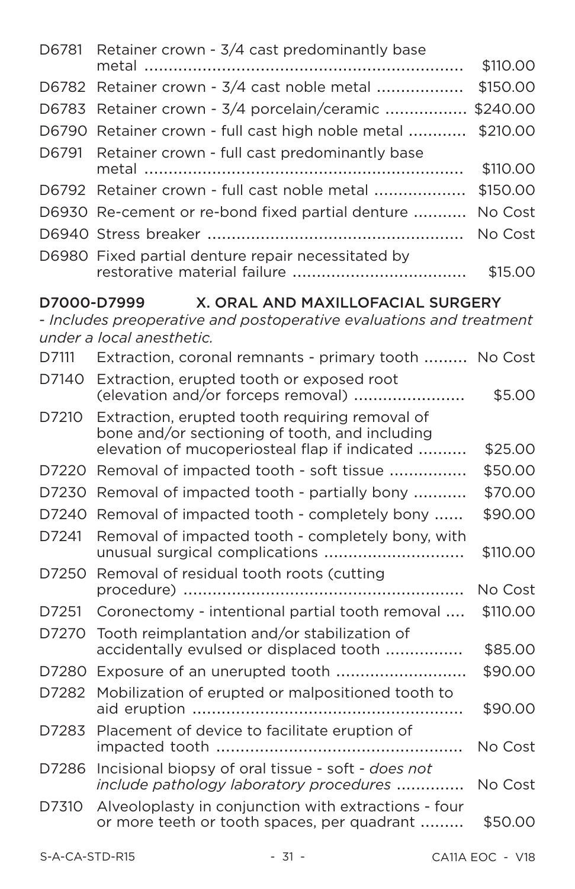| | | |
|---|---|---|
| D6781 | Retainer crown - 3/4 cast predominantly base metal | $110.00 |
| D6782 | Retainer crown - 3/4 cast noble metal | $150.00 |
| D6783 | Retainer crown - 3/4 porcelain/ceramic | $240.00 |
| D6790 | Retainer crown - full cast high noble metal | $210.00 |
| D6791 | Retainer crown - full cast predominantly base metal | $110.00 |
| D6792 | Retainer crown - full cast noble metal | $150.00 |
| D6930 | Re-cement or re-bond fixed partial denture | No Cost |
| D6940 | Stress breaker | No Cost |
| D6980 | Fixed partial denture repair necessitated by restorative material failure | $15.00 |

## D7000-D7999 X. ORAL AND MAXILLOFACIAL SURGERY

*- Includes preoperative and postoperative evaluations and treatment under a local anesthetic.*

| | | |
|---|---|---|
| D7111 | Extraction, coronal remnants - primary tooth | No Cost |
| D7140 | Extraction, erupted tooth or exposed root (elevation and/or forceps removal) | $5.00 |
| D7210 | Extraction, erupted tooth requiring removal of bone and/or sectioning of tooth, and including elevation of mucoperiosteal flap if indicated | $25.00 |
| D7220 | Removal of impacted tooth - soft tissue | $50.00 |
| D7230 | Removal of impacted tooth - partially bony | $70.00 |
| D7240 | Removal of impacted tooth - completely bony | $90.00 |
| D7241 | Removal of impacted tooth - completely bony, with unusual surgical complications | $110.00 |
| D7250 | Removal of residual tooth roots (cutting procedure) | No Cost |
| D7251 | Coronectomy - intentional partial tooth removal | $110.00 |
| D7270 | Tooth reimplantation and/or stabilization of accidentally evulsed or displaced tooth | $85.00 |
| D7280 | Exposure of an unerupted tooth | $90.00 |
| D7282 | Mobilization of erupted or malpositioned tooth to aid eruption | $90.00 |
| D7283 | Placement of device to facilitate eruption of impacted tooth | No Cost |
| D7286 | Incisional biopsy of oral tissue - soft - *does not include pathology laboratory procedures* | No Cost |
| D7310 | Alveoloplasty in conjunction with extractions - four or more teeth or tooth spaces, per quadrant | $50.00 |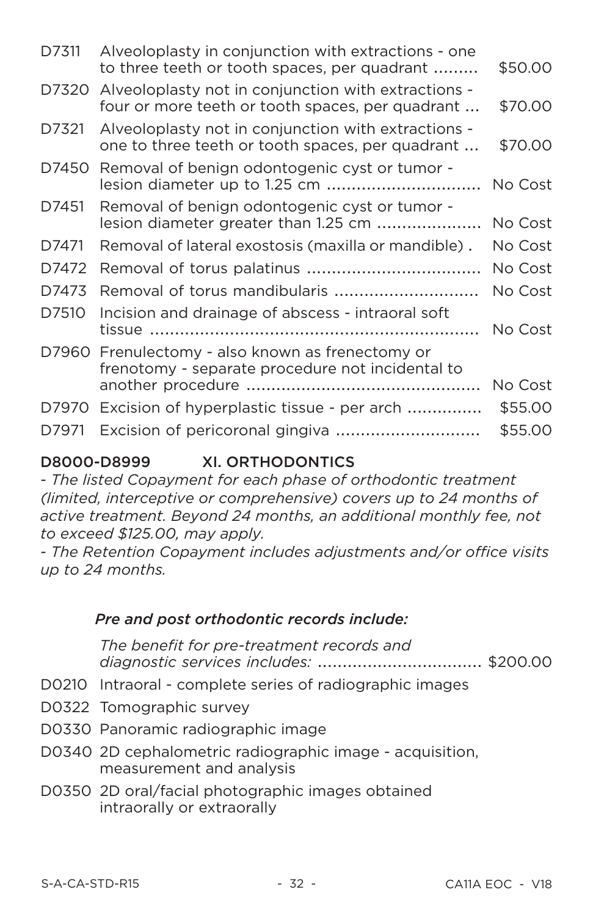| Code | Description | Copayment |
|---|---|---|
| D7311 | Alveoloplasty in conjunction with extractions - one to three teeth or tooth spaces, per quadrant | $50.00 |
| D7320 | Alveoloplasty not in conjunction with extractions - four or more teeth or tooth spaces, per quadrant | $70.00 |
| D7321 | Alveoloplasty not in conjunction with extractions - one to three teeth or tooth spaces, per quadrant | $70.00 |
| D7450 | Removal of benign odontogenic cyst or tumor - lesion diameter up to 1.25 cm | No Cost |
| D7451 | Removal of benign odontogenic cyst or tumor - lesion diameter greater than 1.25 cm | No Cost |
| D7471 | Removal of lateral exostosis (maxilla or mandible) | No Cost |
| D7472 | Removal of torus palatinus | No Cost |
| D7473 | Removal of torus mandibularis | No Cost |
| D7510 | Incision and drainage of abscess - intraoral soft tissue | No Cost |
| D7960 | Frenulectomy - also known as frenectomy or frenotomy - separate procedure not incidental to another procedure | No Cost |
| D7970 | Excision of hyperplastic tissue - per arch | $55.00 |
| D7971 | Excision of pericoronal gingiva | $55.00 |

## D8000-D8999 XI. ORTHODONTICS

*- The listed Copayment for each phase of orthodontic treatment (limited, interceptive or comprehensive) covers up to 24 months of active treatment. Beyond 24 months, an additional monthly fee, not to exceed $125.00, may apply.*

*- The Retention Copayment includes adjustments and/or office visits up to 24 months.*

***Pre and post orthodontic records include:***

*The benefit for pre-treatment records and diagnostic services includes:* ........ $200.00

- D0210 Intraoral - complete series of radiographic images
- D0322 Tomographic survey
- D0330 Panoramic radiographic image
- D0340 2D cephalometric radiographic image - acquisition, measurement and analysis
- D0350 2D oral/facial photographic images obtained intraorally or extraorally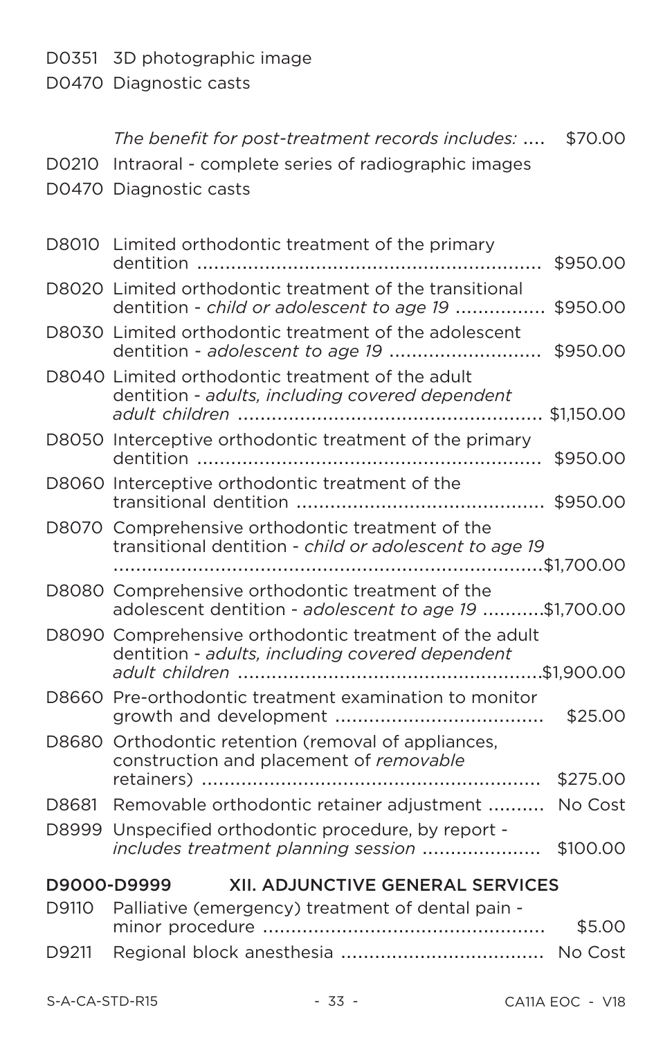| | | |
|---|---|---|
| D0351 | 3D photographic image | |
| D0470 | Diagnostic casts | |
| | *The benefit for post-treatment records includes:* | $70.00 |
| D0210 | Intraoral - complete series of radiographic images | |
| D0470 | Diagnostic casts | |
| D8010 | Limited orthodontic treatment of the primary dentition | $950.00 |
| D8020 | Limited orthodontic treatment of the transitional dentition - *child or adolescent to age 19* | $950.00 |
| D8030 | Limited orthodontic treatment of the adolescent dentition - *adolescent to age 19* | $950.00 |
| D8040 | Limited orthodontic treatment of the adult dentition - *adults, including covered dependent adult children* | $1,150.00 |
| D8050 | Interceptive orthodontic treatment of the primary dentition | $950.00 |
| D8060 | Interceptive orthodontic treatment of the transitional dentition | $950.00 |
| D8070 | Comprehensive orthodontic treatment of the transitional dentition - *child or adolescent to age 19* | $1,700.00 |
| D8080 | Comprehensive orthodontic treatment of the adolescent dentition - *adolescent to age 19* | $1,700.00 |
| D8090 | Comprehensive orthodontic treatment of the adult dentition - *adults, including covered dependent adult children* | $1,900.00 |
| D8660 | Pre-orthodontic treatment examination to monitor growth and development | $25.00 |
| D8680 | Orthodontic retention (removal of appliances, construction and placement of *removable* retainers) | $275.00 |
| D8681 | Removable orthodontic retainer adjustment | No Cost |
| D8999 | Unspecified orthodontic procedure, by report - *includes treatment planning session* | $100.00 |

## D9000-D9999 XII. ADJUNCTIVE GENERAL SERVICES

| | | |
|---|---|---|
| D9110 | Palliative (emergency) treatment of dental pain - minor procedure | $5.00 |
| D9211 | Regional block anesthesia | No Cost |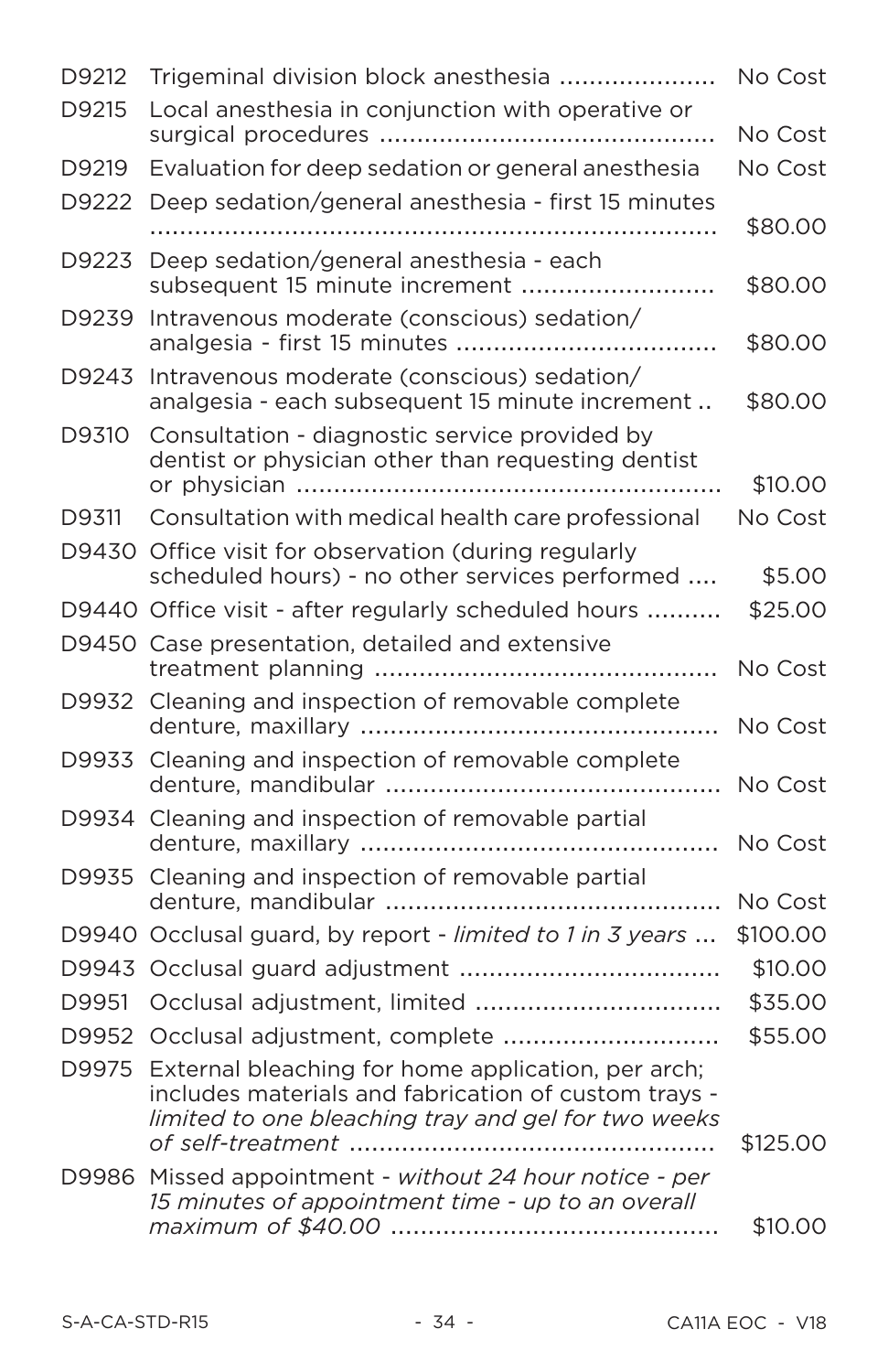| Code | Description | Cost |
|---|---|---|
| D9212 | Trigeminal division block anesthesia | No Cost |
| D9215 | Local anesthesia in conjunction with operative or surgical procedures | No Cost |
| D9219 | Evaluation for deep sedation or general anesthesia | No Cost |
| D9222 | Deep sedation/general anesthesia - first 15 minutes | $80.00 |
| D9223 | Deep sedation/general anesthesia - each subsequent 15 minute increment | $80.00 |
| D9239 | Intravenous moderate (conscious) sedation/ analgesia - first 15 minutes | $80.00 |
| D9243 | Intravenous moderate (conscious) sedation/ analgesia - each subsequent 15 minute increment | $80.00 |
| D9310 | Consultation - diagnostic service provided by dentist or physician other than requesting dentist or physician | $10.00 |
| D9311 | Consultation with medical health care professional | No Cost |
| D9430 | Office visit for observation (during regularly scheduled hours) - no other services performed | $5.00 |
| D9440 | Office visit - after regularly scheduled hours | $25.00 |
| D9450 | Case presentation, detailed and extensive treatment planning | No Cost |
| D9932 | Cleaning and inspection of removable complete denture, maxillary | No Cost |
| D9933 | Cleaning and inspection of removable complete denture, mandibular | No Cost |
| D9934 | Cleaning and inspection of removable partial denture, maxillary | No Cost |
| D9935 | Cleaning and inspection of removable partial denture, mandibular | No Cost |
| D9940 | Occlusal guard, by report - *limited to 1 in 3 years* | $100.00 |
| D9943 | Occlusal guard adjustment | $10.00 |
| D9951 | Occlusal adjustment, limited | $35.00 |
| D9952 | Occlusal adjustment, complete | $55.00 |
| D9975 | External bleaching for home application, per arch; includes materials and fabrication of custom trays - *limited to one bleaching tray and gel for two weeks of self-treatment* | $125.00 |
| D9986 | Missed appointment - *without 24 hour notice - per 15 minutes of appointment time - up to an overall maximum of $40.00* | $10.00 |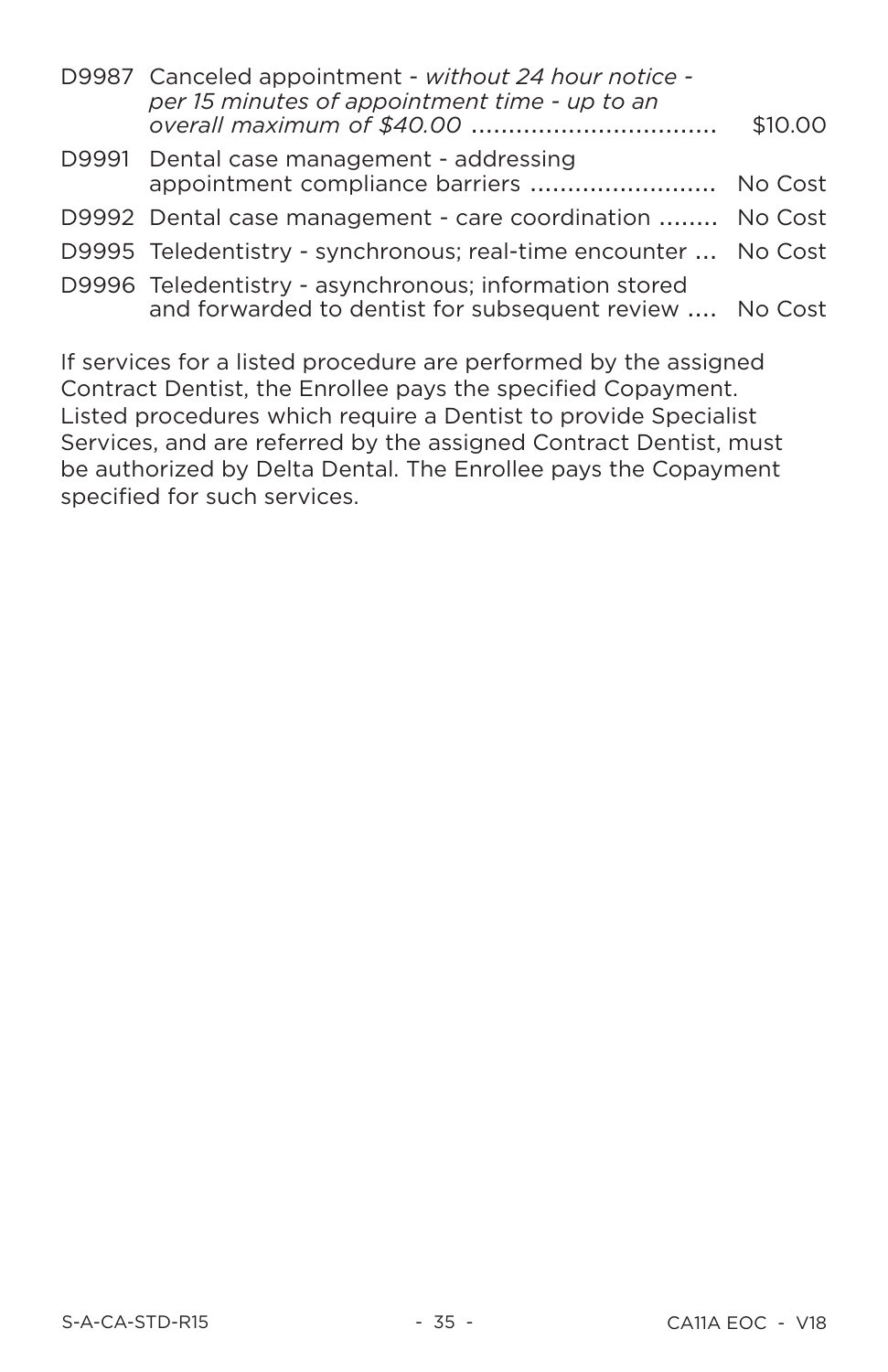| | | |
|---|---|---|
| D9987 | Canceled appointment - *without 24 hour notice - per 15 minutes of appointment time - up to an overall maximum of $40.00* | $10.00 |
| D9991 | Dental case management - addressing appointment compliance barriers | No Cost |
| D9992 | Dental case management - care coordination | No Cost |
| D9995 | Teledentistry - synchronous; real-time encounter | No Cost |
| D9996 | Teledentistry - asynchronous; information stored and forwarded to dentist for subsequent review | No Cost |

If services for a listed procedure are performed by the assigned Contract Dentist, the Enrollee pays the specified Copayment. Listed procedures which require a Dentist to provide Specialist Services, and are referred by the assigned Contract Dentist, must be authorized by Delta Dental. The Enrollee pays the Copayment specified for such services.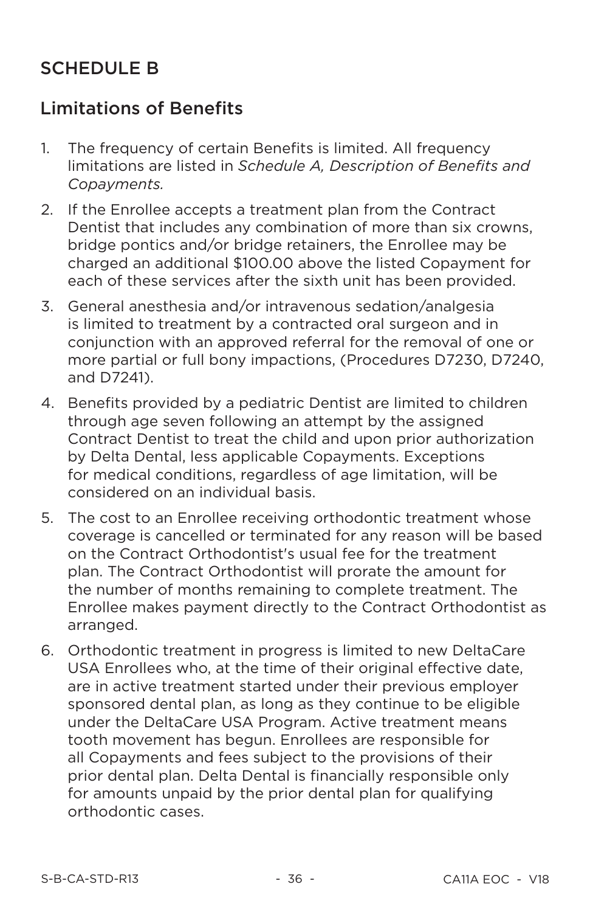## SCHEDULE B

## Limitations of Benefits

1. The frequency of certain Benefits is limited. All frequency limitations are listed in *Schedule A, Description of Benefits and Copayments.*
2. If the Enrollee accepts a treatment plan from the Contract Dentist that includes any combination of more than six crowns, bridge pontics and/or bridge retainers, the Enrollee may be charged an additional $100.00 above the listed Copayment for each of these services after the sixth unit has been provided.
3. General anesthesia and/or intravenous sedation/analgesia is limited to treatment by a contracted oral surgeon and in conjunction with an approved referral for the removal of one or more partial or full bony impactions, (Procedures D7230, D7240, and D7241).
4. Benefits provided by a pediatric Dentist are limited to children through age seven following an attempt by the assigned Contract Dentist to treat the child and upon prior authorization by Delta Dental, less applicable Copayments. Exceptions for medical conditions, regardless of age limitation, will be considered on an individual basis.
5. The cost to an Enrollee receiving orthodontic treatment whose coverage is cancelled or terminated for any reason will be based on the Contract Orthodontist's usual fee for the treatment plan. The Contract Orthodontist will prorate the amount for the number of months remaining to complete treatment. The Enrollee makes payment directly to the Contract Orthodontist as arranged.
6. Orthodontic treatment in progress is limited to new DeltaCare USA Enrollees who, at the time of their original effective date, are in active treatment started under their previous employer sponsored dental plan, as long as they continue to be eligible under the DeltaCare USA Program. Active treatment means tooth movement has begun. Enrollees are responsible for all Copayments and fees subject to the provisions of their prior dental plan. Delta Dental is financially responsible only for amounts unpaid by the prior dental plan for qualifying orthodontic cases.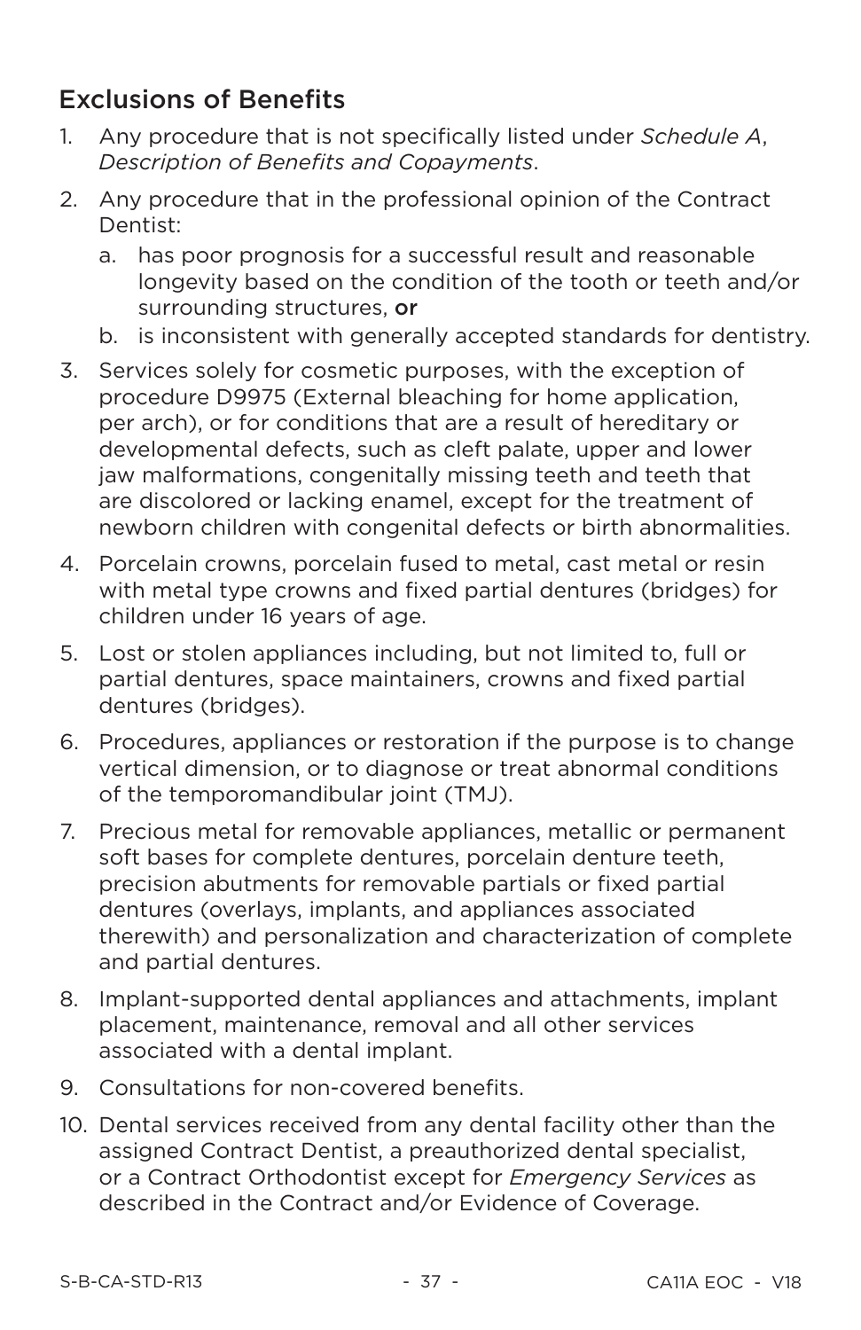## Exclusions of Benefits

1. Any procedure that is not specifically listed under *Schedule A, Description of Benefits and Copayments*.
2. Any procedure that in the professional opinion of the Contract Dentist:
   a. has poor prognosis for a successful result and reasonable longevity based on the condition of the tooth or teeth and/or surrounding structures, **or**
   b. is inconsistent with generally accepted standards for dentistry.
3. Services solely for cosmetic purposes, with the exception of procedure D9975 (External bleaching for home application, per arch), or for conditions that are a result of hereditary or developmental defects, such as cleft palate, upper and lower jaw malformations, congenitally missing teeth and teeth that are discolored or lacking enamel, except for the treatment of newborn children with congenital defects or birth abnormalities.
4. Porcelain crowns, porcelain fused to metal, cast metal or resin with metal type crowns and fixed partial dentures (bridges) for children under 16 years of age.
5. Lost or stolen appliances including, but not limited to, full or partial dentures, space maintainers, crowns and fixed partial dentures (bridges).
6. Procedures, appliances or restoration if the purpose is to change vertical dimension, or to diagnose or treat abnormal conditions of the temporomandibular joint (TMJ).
7. Precious metal for removable appliances, metallic or permanent soft bases for complete dentures, porcelain denture teeth, precision abutments for removable partials or fixed partial dentures (overlays, implants, and appliances associated therewith) and personalization and characterization of complete and partial dentures.
8. Implant-supported dental appliances and attachments, implant placement, maintenance, removal and all other services associated with a dental implant.
9. Consultations for non-covered benefits.
10. Dental services received from any dental facility other than the assigned Contract Dentist, a preauthorized dental specialist, or a Contract Orthodontist except for *Emergency Services* as described in the Contract and/or Evidence of Coverage.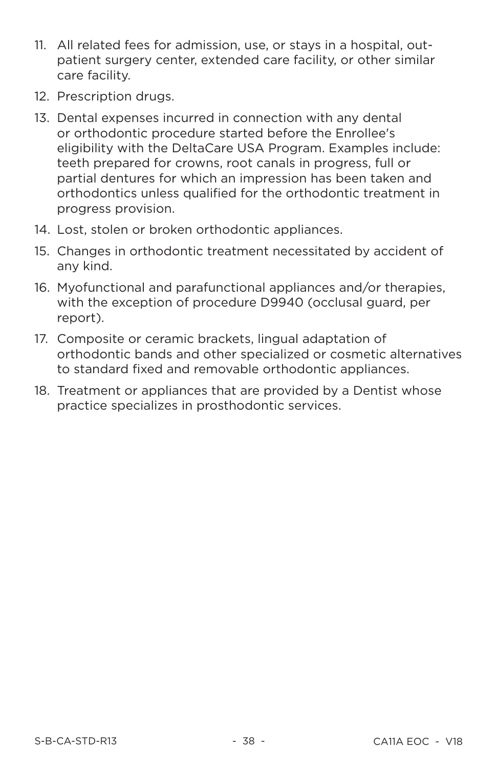11. All related fees for admission, use, or stays in a hospital, out-patient surgery center, extended care facility, or other similar care facility.
12. Prescription drugs.
13. Dental expenses incurred in connection with any dental or orthodontic procedure started before the Enrollee's eligibility with the DeltaCare USA Program. Examples include: teeth prepared for crowns, root canals in progress, full or partial dentures for which an impression has been taken and orthodontics unless qualified for the orthodontic treatment in progress provision.
14. Lost, stolen or broken orthodontic appliances.
15. Changes in orthodontic treatment necessitated by accident of any kind.
16. Myofunctional and parafunctional appliances and/or therapies, with the exception of procedure D9940 (occlusal guard, per report).
17. Composite or ceramic brackets, lingual adaptation of orthodontic bands and other specialized or cosmetic alternatives to standard fixed and removable orthodontic appliances.
18. Treatment or appliances that are provided by a Dentist whose practice specializes in prosthodontic services.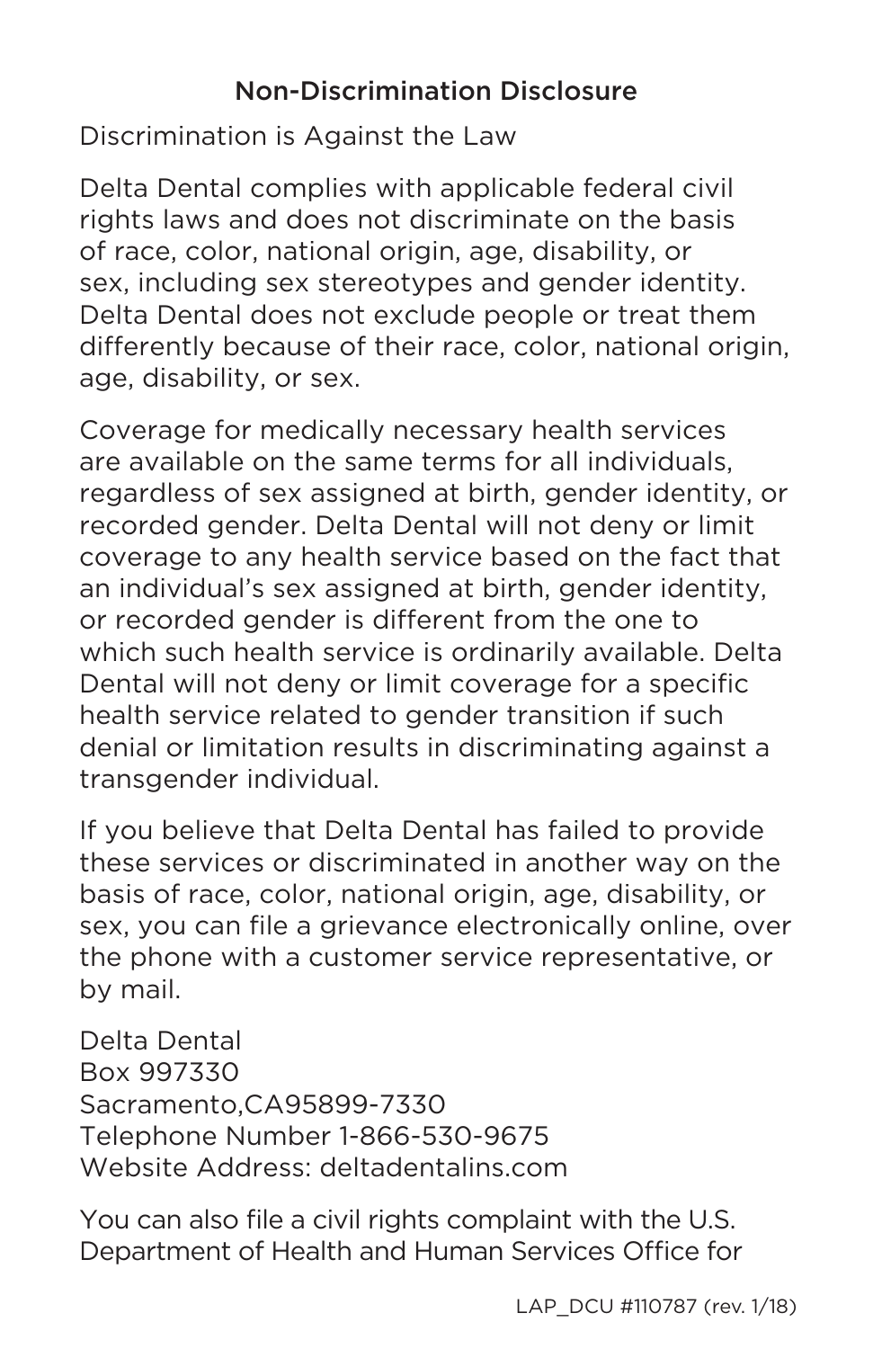## Non-Discrimination Disclosure

Discrimination is Against the Law

Delta Dental complies with applicable federal civil rights laws and does not discriminate on the basis of race, color, national origin, age, disability, or sex, including sex stereotypes and gender identity. Delta Dental does not exclude people or treat them differently because of their race, color, national origin, age, disability, or sex.

Coverage for medically necessary health services are available on the same terms for all individuals, regardless of sex assigned at birth, gender identity, or recorded gender. Delta Dental will not deny or limit coverage to any health service based on the fact that an individual's sex assigned at birth, gender identity, or recorded gender is different from the one to which such health service is ordinarily available. Delta Dental will not deny or limit coverage for a specific health service related to gender transition if such denial or limitation results in discriminating against a transgender individual.

If you believe that Delta Dental has failed to provide these services or discriminated in another way on the basis of race, color, national origin, age, disability, or sex, you can file a grievance electronically online, over the phone with a customer service representative, or by mail.

Delta Dental
Box 997330
Sacramento,CA95899-7330
Telephone Number 1-866-530-9675
Website Address: deltadentalins.com

You can also file a civil rights complaint with the U.S. Department of Health and Human Services Office for

LAP_DCU #110787 (rev. 1/18)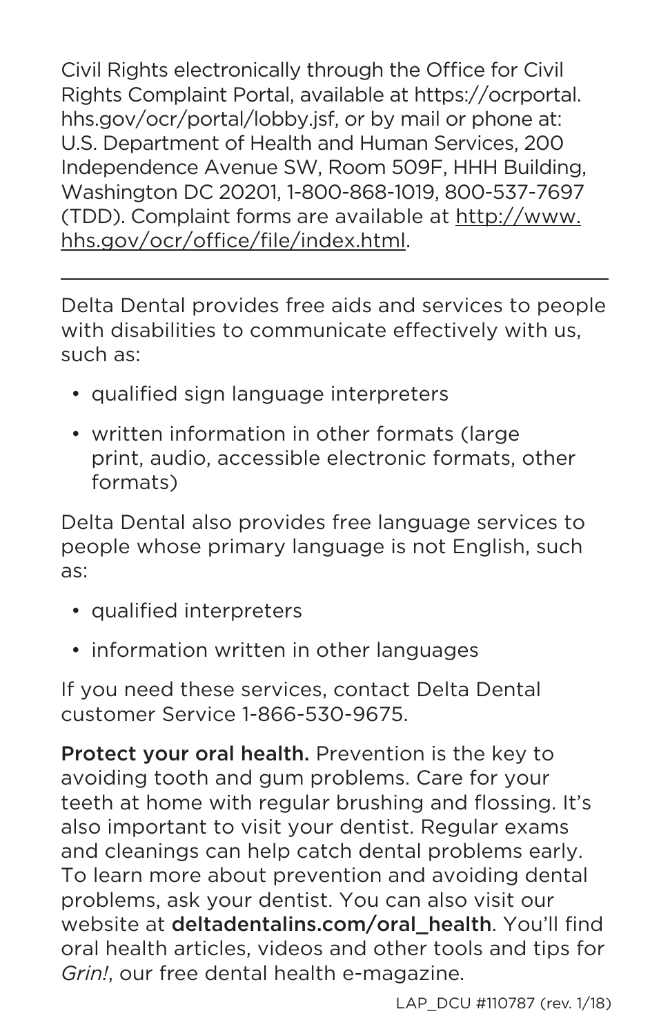Civil Rights electronically through the Office for Civil Rights Complaint Portal, available at https://ocrportal.hhs.gov/ocr/portal/lobby.jsf, or by mail or phone at: U.S. Department of Health and Human Services, 200 Independence Avenue SW, Room 509F, HHH Building, Washington DC 20201, 1-800-868-1019, 800-537-7697 (TDD). Complaint forms are available at http://www.hhs.gov/ocr/office/file/index.html.

---

Delta Dental provides free aids and services to people with disabilities to communicate effectively with us, such as:

- qualified sign language interpreters
- written information in other formats (large print, audio, accessible electronic formats, other formats)

Delta Dental also provides free language services to people whose primary language is not English, such as:

- qualified interpreters
- information written in other languages

If you need these services, contact Delta Dental customer Service 1-866-530-9675.

**Protect your oral health.** Prevention is the key to avoiding tooth and gum problems. Care for your teeth at home with regular brushing and flossing. It's also important to visit your dentist. Regular exams and cleanings can help catch dental problems early. To learn more about prevention and avoiding dental problems, ask your dentist. You can also visit our website at **deltadentalins.com/oral_health**. You'll find oral health articles, videos and other tools and tips for *Grin!*, our free dental health e-magazine.

LAP_DCU #110787 (rev. 1/18)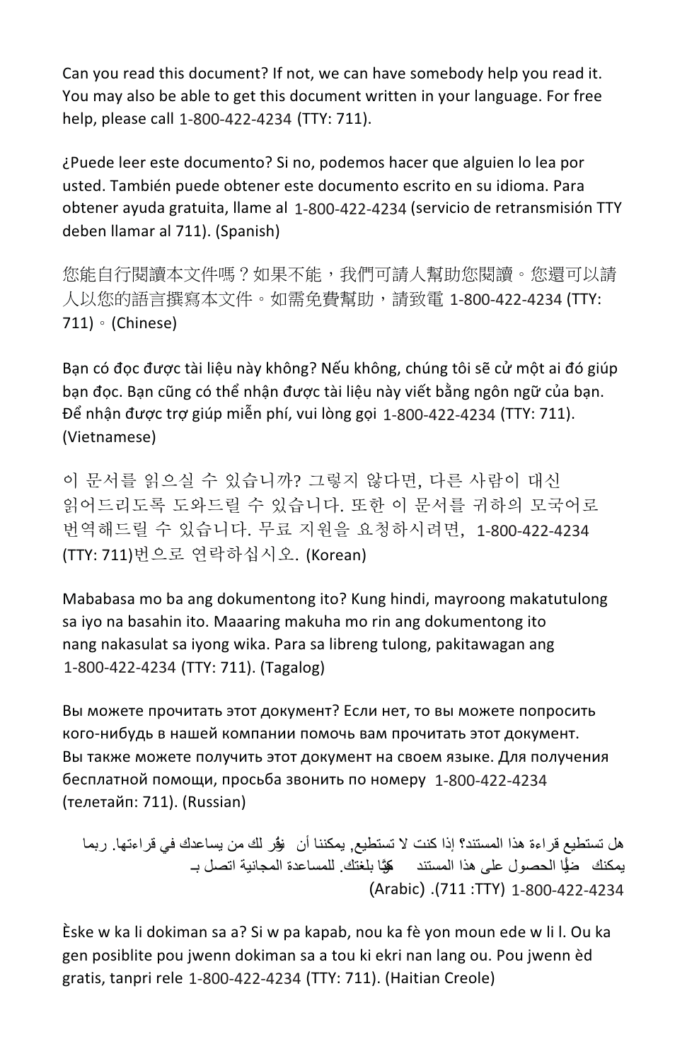Can you read this document? If not, we can have somebody help you read it. You may also be able to get this document written in your language. For free help, please call 1-800-422-4234 (TTY: 711).

¿Puede leer este documento? Si no, podemos hacer que alguien lo lea por usted. También puede obtener este documento escrito en su idioma. Para obtener ayuda gratuita, llame al 1-800-422-4234 (servicio de retransmisión TTY deben llamar al 711). (Spanish)

您能自行閱讀本文件嗎？如果不能，我們可請人幫助您閱讀。您還可以請人以您的語言撰寫本文件。如需免費幫助，請致電 1-800-422-4234 (TTY: 711)。(Chinese)

Bạn có đọc được tài liệu này không? Nếu không, chúng tôi sẽ cử một ai đó giúp bạn đọc. Bạn cũng có thể nhận được tài liệu này viết bằng ngôn ngữ của bạn. Để nhận được trợ giúp miễn phí, vui lòng gọi 1-800-422-4234 (TTY: 711). (Vietnamese)

이 문서를 읽으실 수 있습니까? 그렇지 않다면, 다른 사람이 대신 읽어드리도록 도와드릴 수 있습니다. 또한 이 문서를 귀하의 모국어로 번역해드릴 수 있습니다. 무료 지원을 요청하시려면, 1-800-422-4234 (TTY: 711)번으로 연락하십시오. (Korean)

Mababasa mo ba ang dokumentong ito? Kung hindi, mayroong makatutulong sa iyo na basahin ito. Maaaring makuha mo rin ang dokumentong ito nang nakasulat sa iyong wika. Para sa libreng tulong, pakitawagan ang 1-800-422-4234 (TTY: 711). (Tagalog)

Вы можете прочитать этот документ? Если нет, то вы можете попросить кого-нибудь в нашей компании помочь вам прочитать этот документ. Вы также можете получить этот документ на своем языке. Для получения бесплатной помощи, просьба звонить по номеру 1-800-422-4234 (телетайп: 711). (Russian)

هل تستطيع قراءة هذا المستند؟ إذا كنت لا تستطيع, يمكننا أن نوفّر لك من يساعدك في قراءتها. ربما يمكنك أيضًا الحصول على هذا المستند مكتوبًا بلغتك. للمساعدة المجانية اتصل بـ 1-800-422-4234 (TTY: 711). (Arabic)

Èske w ka li dokiman sa a? Si w pa kapab, nou ka fè yon moun ede w li l. Ou ka gen posiblite pou jwenn dokiman sa a tou ki ekri nan lang ou. Pou jwenn èd gratis, tanpri rele 1-800-422-4234 (TTY: 711). (Haitian Creole)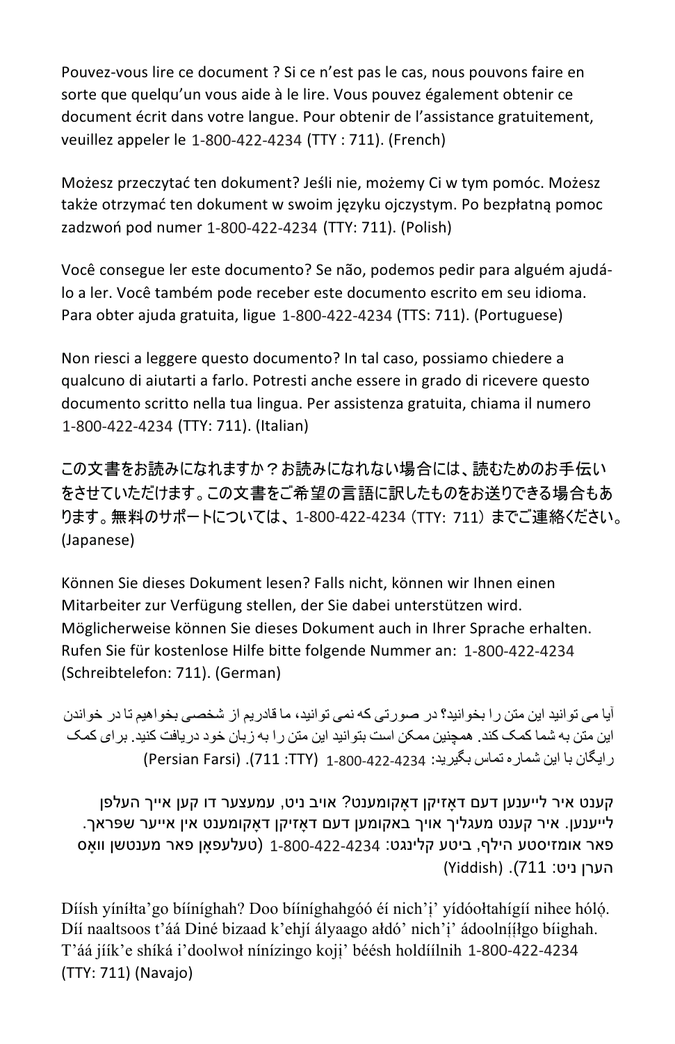Pouvez-vous lire ce document ? Si ce n'est pas le cas, nous pouvons faire en sorte que quelqu'un vous aide à le lire. Vous pouvez également obtenir ce document écrit dans votre langue. Pour obtenir de l'assistance gratuitement, veuillez appeler le 1-800-422-4234 (TTY : 711). (French)

Możesz przeczytać ten dokument? Jeśli nie, możemy Ci w tym pomóc. Możesz także otrzymać ten dokument w swoim języku ojczystym. Po bezpłatną pomoc zadzwoń pod numer 1-800-422-4234 (TTY: 711). (Polish)

Você consegue ler este documento? Se não, podemos pedir para alguém ajudá-lo a ler. Você também pode receber este documento escrito em seu idioma. Para obter ajuda gratuita, ligue 1-800-422-4234 (TTS: 711). (Portuguese)

Non riesci a leggere questo documento? In tal caso, possiamo chiedere a qualcuno di aiutarti a farlo. Potresti anche essere in grado di ricevere questo documento scritto nella tua lingua. Per assistenza gratuita, chiama il numero 1-800-422-4234 (TTY: 711). (Italian)

この文書をお読みになれますか？お読みになれない場合には、読むためのお手伝いをさせていただけます。この文書をご希望の言語に訳したものをお送りできる場合もあります。無料のサポートについては、1-800-422-4234（TTY: 711）までご連絡ください。(Japanese)

Können Sie dieses Dokument lesen? Falls nicht, können wir Ihnen einen Mitarbeiter zur Verfügung stellen, der Sie dabei unterstützen wird. Möglicherweise können Sie dieses Dokument auch in Ihrer Sprache erhalten. Rufen Sie für kostenlose Hilfe bitte folgende Nummer an: 1-800-422-4234 (Schreibtelefon: 711). (German)

آیا می توانید این متن را بخوانید؟ در صورتی که نمی توانید، ما قادریم از شخصی بخواهیم تا در خواندن این متن به شما کمک کند. همچنین ممکن است بتوانید این متن را به زبان خود دریافت کنید. برای کمک رایگان با این شماره تماس بگیرید: 1-800-422-4234 (TTY: 711). (Persian Farsi)

קענט איר לייענען דעם דאָזיקן דאָקומענט? אויב ניט, עמעצער דו קען אייך העלפן לייענען. איר קענט מעגליך אויך באקומען דעם דאָזיקן דאָקומענט אין אייער שפראך. פאר אומזיסטע הילף, ביטע קלינגט: 1-800-422-4234 (טעלעפאָן פאר מענטשן וואָס הערן ניט: 711). (Yiddish)

Díísh yíníłta'go bííníghah? Doo bííníghahgóó éí nich'į' yídóołtahígíí nihee hólǫ́. Díí naaltsoos t'áá Diné bizaad k'ehjí ályaago ałdó' nich'į' ádoolnííłgo bíighah. T'áá jíík'e shíká i'doolwoł nínízingo kojį' béésh holdíílnih 1-800-422-4234 (TTY: 711) (Navajo)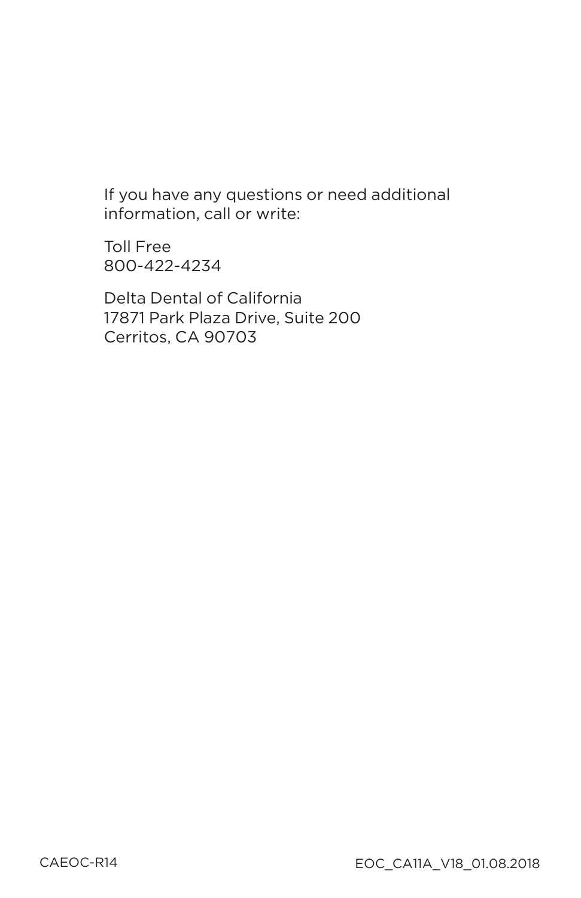If you have any questions or need additional information, call or write:

Toll Free
800-422-4234

Delta Dental of California
17871 Park Plaza Drive, Suite 200
Cerritos, CA 90703

CAEOC-R14

EOC_CA11A_V18_01.08.2018